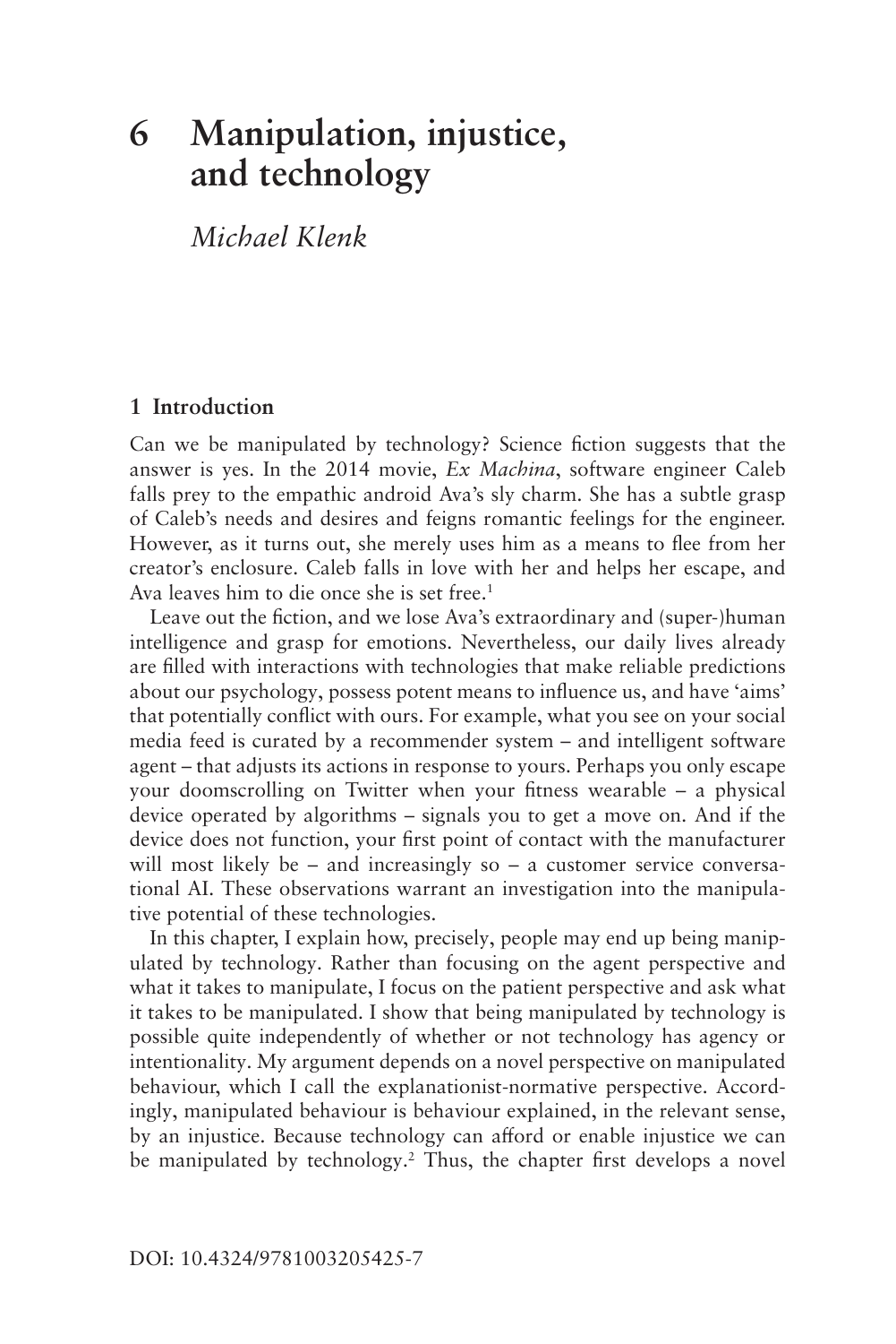# 6 Manipulation, injustice, and technology

*Michael Klenk*

## 1 Introduction

Can we be manipulated by technology? Science fiction suggests that the answer is yes. In the 2014 movie, *Ex Machina*, software engineer Caleb falls prey to the empathic android Ava's sly charm. She has a subtle grasp of Caleb's needs and desires and feigns romantic feelings for the engineer. However, as it turns out, she merely uses him as a means to flee from her creator's enclosure. Caleb falls in love with her and helps her escape, and Ava leaves him to die once she is set free.[1]

Leave out the fiction, and we lose Ava's extraordinary and (super-)human intelligence and grasp for emotions. Nevertheless, our daily lives already are filled with interactions with technologies that make reliable predictions about our psychology, possess potent means to influence us, and have 'aims' that potentially conflict with ours. For example, what you see on your social media feed is curated by a recommender system – and intelligent software agent – that adjusts its actions in response to yours. Perhaps you only escape your doomscrolling on Twitter when your fitness wearable – a physical device operated by algorithms – signals you to get a move on. And if the device does not function, your first point of contact with the manufacturer will most likely be – and increasingly so – a customer service conversational AI. These observations warrant an investigation into the manipulative potential of these technologies.

In this chapter, I explain how, precisely, people may end up being manipulated by technology. Rather than focusing on the agent perspective and what it takes to manipulate, I focus on the patient perspective and ask what it takes to be manipulated. I show that being manipulated by technology is possible quite independently of whether or not technology has agency or intentionality. My argument depends on a novel perspective on manipulated behaviour, which I call the explanationist-normative perspective. Accordingly, manipulated behaviour is behaviour explained, in the relevant sense, by an injustice. Because technology can afford or enable injustice we can be manipulated by technology.[2] Thus, the chapter first develops a novel

DOI: 10.4324/9781003205425-7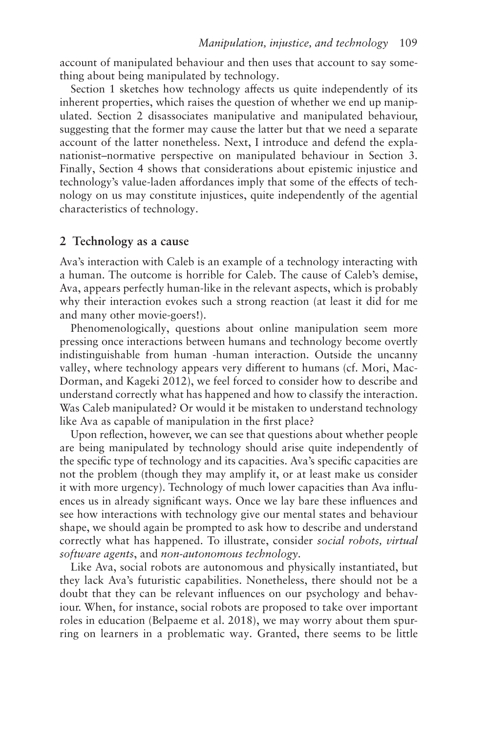account of manipulated behaviour and then uses that account to say something about being manipulated by technology.

Section 1 sketches how technology affects us quite independently of its inherent properties, which raises the question of whether we end up manipulated. Section 2 disassociates manipulative and manipulated behaviour, suggesting that the former may cause the latter but that we need a separate account of the latter nonetheless. Next, I introduce and defend the explanationist–normative perspective on manipulated behaviour in Section 3. Finally, Section 4 shows that considerations about epistemic injustice and technology's value-laden affordances imply that some of the effects of technology on us may constitute injustices, quite independently of the agential characteristics of technology.

## 2 Technology as a cause

Ava's interaction with Caleb is an example of a technology interacting with a human. The outcome is horrible for Caleb. The cause of Caleb's demise, Ava, appears perfectly human-like in the relevant aspects, which is probably why their interaction evokes such a strong reaction (at least it did for me and many other movie-goers!).

Phenomenologically, questions about online manipulation seem more pressing once interactions between humans and technology become overtly indistinguishable from human -human interaction. Outside the uncanny valley, where technology appears very different to humans (cf. Mori, MacDorman, and Kageki 2012), we feel forced to consider how to describe and understand correctly what has happened and how to classify the interaction. Was Caleb manipulated? Or would it be mistaken to understand technology like Ava as capable of manipulation in the first place?

Upon reflection, however, we can see that questions about whether people are being manipulated by technology should arise quite independently of the specific type of technology and its capacities. Ava's specific capacities are not the problem (though they may amplify it, or at least make us consider it with more urgency). Technology of much lower capacities than Ava influences us in already significant ways. Once we lay bare these influences and see how interactions with technology give our mental states and behaviour shape, we should again be prompted to ask how to describe and understand correctly what has happened. To illustrate, consider *social robots, virtual software agents*, and *non-autonomous technology*.

Like Ava, social robots are autonomous and physically instantiated, but they lack Ava's futuristic capabilities. Nonetheless, there should not be a doubt that they can be relevant influences on our psychology and behaviour. When, for instance, social robots are proposed to take over important roles in education (Belpaeme et al. 2018), we may worry about them spurring on learners in a problematic way. Granted, there seems to be little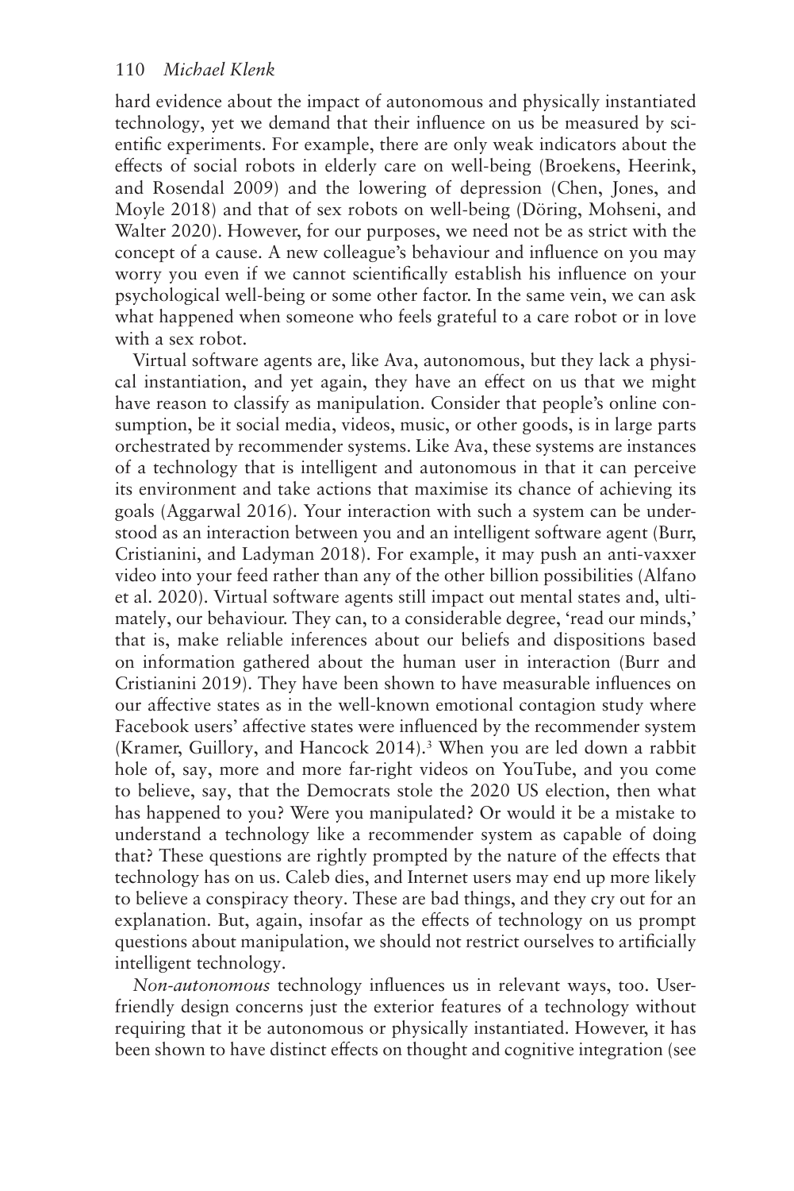hard evidence about the impact of autonomous and physically instantiated technology, yet we demand that their influence on us be measured by scientific experiments. For example, there are only weak indicators about the effects of social robots in elderly care on well-being (Broekens, Heerink, and Rosendal 2009) and the lowering of depression (Chen, Jones, and Moyle 2018) and that of sex robots on well-being (Döring, Mohseni, and Walter 2020). However, for our purposes, we need not be as strict with the concept of a cause. A new colleague's behaviour and influence on you may worry you even if we cannot scientifically establish his influence on your psychological well-being or some other factor. In the same vein, we can ask what happened when someone who feels grateful to a care robot or in love with a sex robot.

Virtual software agents are, like Ava, autonomous, but they lack a physical instantiation, and yet again, they have an effect on us that we might have reason to classify as manipulation. Consider that people's online consumption, be it social media, videos, music, or other goods, is in large parts orchestrated by recommender systems. Like Ava, these systems are instances of a technology that is intelligent and autonomous in that it can perceive its environment and take actions that maximise its chance of achieving its goals (Aggarwal 2016). Your interaction with such a system can be understood as an interaction between you and an intelligent software agent (Burr, Cristianini, and Ladyman 2018). For example, it may push an anti-vaxxer video into your feed rather than any of the other billion possibilities (Alfano et al. 2020). Virtual software agents still impact out mental states and, ultimately, our behaviour. They can, to a considerable degree, 'read our minds,' that is, make reliable inferences about our beliefs and dispositions based on information gathered about the human user in interaction (Burr and Cristianini 2019). They have been shown to have measurable influences on our affective states as in the well-known emotional contagion study where Facebook users' affective states were influenced by the recommender system (Kramer, Guillory, and Hancock 2014).[3] When you are led down a rabbit hole of, say, more and more far-right videos on YouTube, and you come to believe, say, that the Democrats stole the 2020 US election, then what has happened to you? Were you manipulated? Or would it be a mistake to understand a technology like a recommender system as capable of doing that? These questions are rightly prompted by the nature of the effects that technology has on us. Caleb dies, and Internet users may end up more likely to believe a conspiracy theory. These are bad things, and they cry out for an explanation. But, again, insofar as the effects of technology on us prompt questions about manipulation, we should not restrict ourselves to artificially intelligent technology.

*Non-autonomous* technology influences us in relevant ways, too. User-friendly design concerns just the exterior features of a technology without requiring that it be autonomous or physically instantiated. However, it has been shown to have distinct effects on thought and cognitive integration (see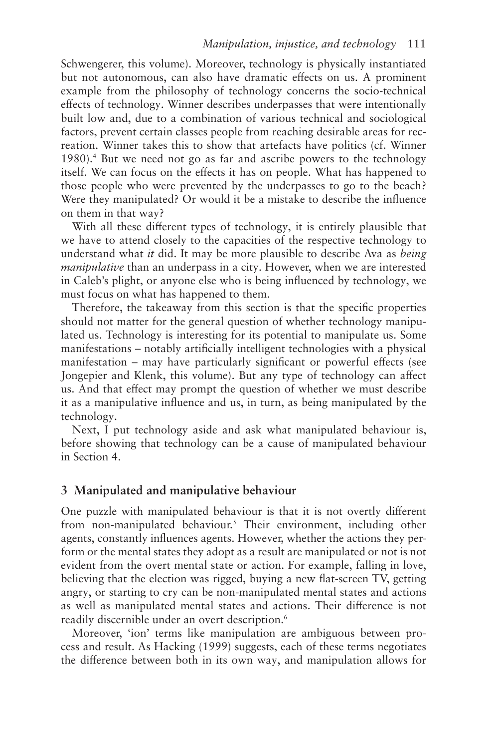Schwengerer, this volume). Moreover, technology is physically instantiated but not autonomous, can also have dramatic effects on us. A prominent example from the philosophy of technology concerns the socio-technical effects of technology. Winner describes underpasses that were intentionally built low and, due to a combination of various technical and sociological factors, prevent certain classes people from reaching desirable areas for recreation. Winner takes this to show that artefacts have politics (cf. Winner 1980).[4] But we need not go as far and ascribe powers to the technology itself. We can focus on the effects it has on people. What has happened to those people who were prevented by the underpasses to go to the beach? Were they manipulated? Or would it be a mistake to describe the influence on them in that way?

With all these different types of technology, it is entirely plausible that we have to attend closely to the capacities of the respective technology to understand what *it* did. It may be more plausible to describe Ava as *being manipulative* than an underpass in a city. However, when we are interested in Caleb's plight, or anyone else who is being influenced by technology, we must focus on what has happened to them.

Therefore, the takeaway from this section is that the specific properties should not matter for the general question of whether technology manipulated us. Technology is interesting for its potential to manipulate us. Some manifestations – notably artificially intelligent technologies with a physical manifestation – may have particularly significant or powerful effects (see Jongepier and Klenk, this volume). But any type of technology can affect us. And that effect may prompt the question of whether we must describe it as a manipulative influence and us, in turn, as being manipulated by the technology.

Next, I put technology aside and ask what manipulated behaviour is, before showing that technology can be a cause of manipulated behaviour in Section 4.

## 3 Manipulated and manipulative behaviour

One puzzle with manipulated behaviour is that it is not overtly different from non-manipulated behaviour.[5] Their environment, including other agents, constantly influences agents. However, whether the actions they perform or the mental states they adopt as a result are manipulated or not is not evident from the overt mental state or action. For example, falling in love, believing that the election was rigged, buying a new flat-screen TV, getting angry, or starting to cry can be non-manipulated mental states and actions as well as manipulated mental states and actions. Their difference is not readily discernible under an overt description.[6]

Moreover, 'ion' terms like manipulation are ambiguous between process and result. As Hacking (1999) suggests, each of these terms negotiates the difference between both in its own way, and manipulation allows for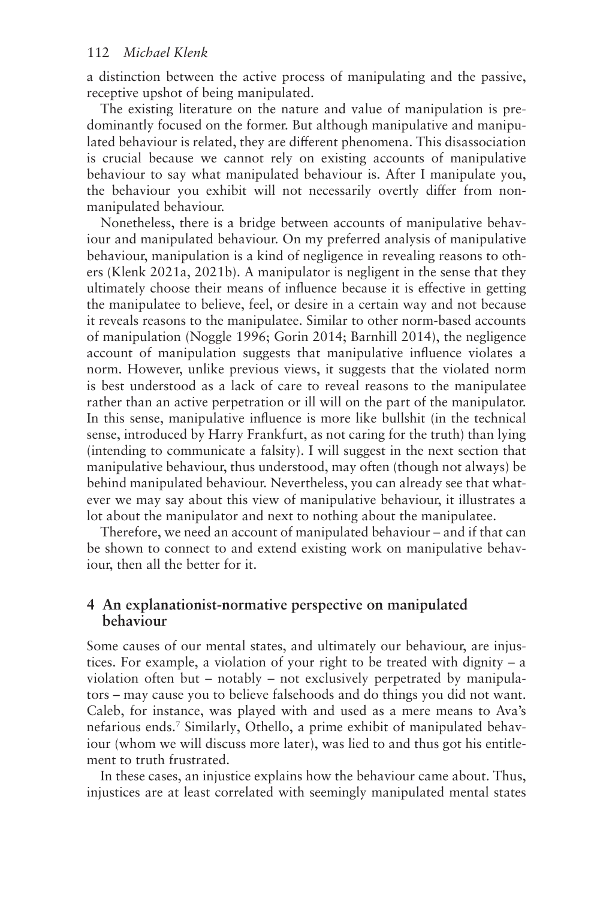a distinction between the active process of manipulating and the passive, receptive upshot of being manipulated.

The existing literature on the nature and value of manipulation is predominantly focused on the former. But although manipulative and manipulated behaviour is related, they are different phenomena. This disassociation is crucial because we cannot rely on existing accounts of manipulative behaviour to say what manipulated behaviour is. After I manipulate you, the behaviour you exhibit will not necessarily overtly differ from non-manipulated behaviour.

Nonetheless, there is a bridge between accounts of manipulative behaviour and manipulated behaviour. On my preferred analysis of manipulative behaviour, manipulation is a kind of negligence in revealing reasons to others (Klenk 2021a, 2021b). A manipulator is negligent in the sense that they ultimately choose their means of influence because it is effective in getting the manipulatee to believe, feel, or desire in a certain way and not because it reveals reasons to the manipulatee. Similar to other norm-based accounts of manipulation (Noggle 1996; Gorin 2014; Barnhill 2014), the negligence account of manipulation suggests that manipulative influence violates a norm. However, unlike previous views, it suggests that the violated norm is best understood as a lack of care to reveal reasons to the manipulatee rather than an active perpetration or ill will on the part of the manipulator. In this sense, manipulative influence is more like bullshit (in the technical sense, introduced by Harry Frankfurt, as not caring for the truth) than lying (intending to communicate a falsity). I will suggest in the next section that manipulative behaviour, thus understood, may often (though not always) be behind manipulated behaviour. Nevertheless, you can already see that whatever we may say about this view of manipulative behaviour, it illustrates a lot about the manipulator and next to nothing about the manipulatee.

Therefore, we need an account of manipulated behaviour – and if that can be shown to connect to and extend existing work on manipulative behaviour, then all the better for it.

## 4 An explanationist-normative perspective on manipulated behaviour

Some causes of our mental states, and ultimately our behaviour, are injustices. For example, a violation of your right to be treated with dignity – a violation often but – notably – not exclusively perpetrated by manipulators – may cause you to believe falsehoods and do things you did not want. Caleb, for instance, was played with and used as a mere means to Ava's nefarious ends.[7] Similarly, Othello, a prime exhibit of manipulated behaviour (whom we will discuss more later), was lied to and thus got his entitlement to truth frustrated.

In these cases, an injustice explains how the behaviour came about. Thus, injustices are at least correlated with seemingly manipulated mental states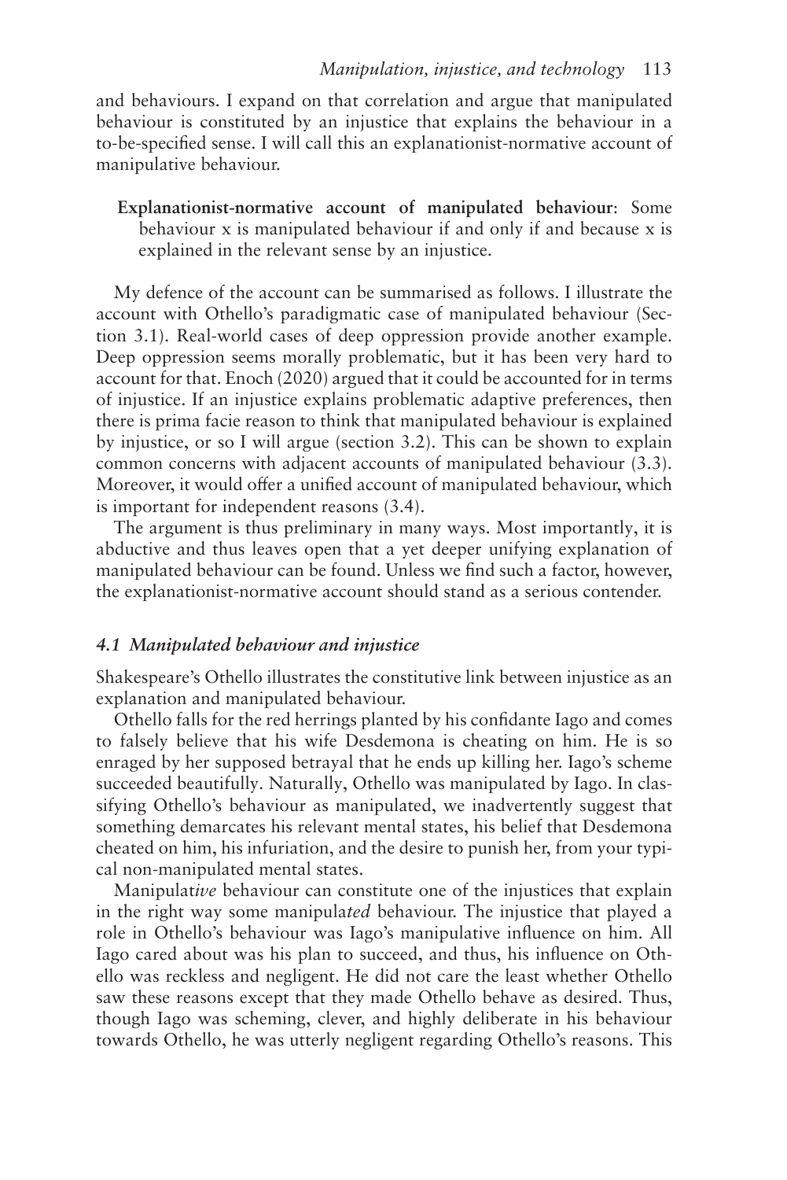and behaviours. I expand on that correlation and argue that manipulated behaviour is constituted by an injustice that explains the behaviour in a to-be-specified sense. I will call this an explanationist-normative account of manipulative behaviour.

> **Explanationist-normative account of manipulated behaviour**: Some behaviour x is manipulated behaviour if and only if and because x is explained in the relevant sense by an injustice.

My defence of the account can be summarised as follows. I illustrate the account with Othello's paradigmatic case of manipulated behaviour (Section 3.1). Real-world cases of deep oppression provide another example. Deep oppression seems morally problematic, but it has been very hard to account for that. Enoch (2020) argued that it could be accounted for in terms of injustice. If an injustice explains problematic adaptive preferences, then there is prima facie reason to think that manipulated behaviour is explained by injustice, or so I will argue (section 3.2). This can be shown to explain common concerns with adjacent accounts of manipulated behaviour (3.3). Moreover, it would offer a unified account of manipulated behaviour, which is important for independent reasons (3.4).

The argument is thus preliminary in many ways. Most importantly, it is abductive and thus leaves open that a yet deeper unifying explanation of manipulated behaviour can be found. Unless we find such a factor, however, the explanationist-normative account should stand as a serious contender.

### *4.1 Manipulated behaviour and injustice*

Shakespeare's Othello illustrates the constitutive link between injustice as an explanation and manipulated behaviour.

Othello falls for the red herrings planted by his confidante Iago and comes to falsely believe that his wife Desdemona is cheating on him. He is so enraged by her supposed betrayal that he ends up killing her. Iago's scheme succeeded beautifully. Naturally, Othello was manipulated by Iago. In classifying Othello's behaviour as manipulated, we inadvertently suggest that something demarcates his relevant mental states, his belief that Desdemona cheated on him, his infuriation, and the desire to punish her, from your typical non-manipulated mental states.

Manipulat*ive* behaviour can constitute one of the injustices that explain in the right way some manipula*ted* behaviour. The injustice that played a role in Othello's behaviour was Iago's manipulative influence on him. All Iago cared about was his plan to succeed, and thus, his influence on Othello was reckless and negligent. He did not care the least whether Othello saw these reasons except that they made Othello behave as desired. Thus, though Iago was scheming, clever, and highly deliberate in his behaviour towards Othello, he was utterly negligent regarding Othello's reasons. This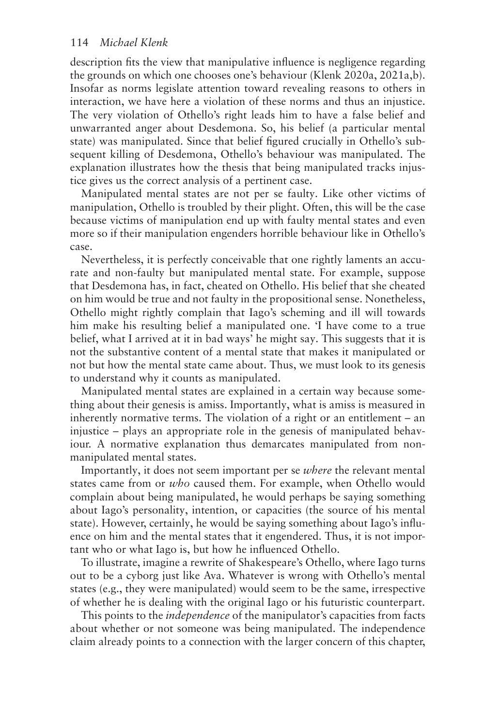description fits the view that manipulative influence is negligence regarding the grounds on which one chooses one's behaviour (Klenk 2020a, 2021a,b). Insofar as norms legislate attention toward revealing reasons to others in interaction, we have here a violation of these norms and thus an injustice. The very violation of Othello's right leads him to have a false belief and unwarranted anger about Desdemona. So, his belief (a particular mental state) was manipulated. Since that belief figured crucially in Othello's subsequent killing of Desdemona, Othello's behaviour was manipulated. The explanation illustrates how the thesis that being manipulated tracks injustice gives us the correct analysis of a pertinent case.

Manipulated mental states are not per se faulty. Like other victims of manipulation, Othello is troubled by their plight. Often, this will be the case because victims of manipulation end up with faulty mental states and even more so if their manipulation engenders horrible behaviour like in Othello's case.

Nevertheless, it is perfectly conceivable that one rightly laments an accurate and non-faulty but manipulated mental state. For example, suppose that Desdemona has, in fact, cheated on Othello. His belief that she cheated on him would be true and not faulty in the propositional sense. Nonetheless, Othello might rightly complain that Iago's scheming and ill will towards him make his resulting belief a manipulated one. 'I have come to a true belief, what I arrived at it in bad ways' he might say. This suggests that it is not the substantive content of a mental state that makes it manipulated or not but how the mental state came about. Thus, we must look to its genesis to understand why it counts as manipulated.

Manipulated mental states are explained in a certain way because something about their genesis is amiss. Importantly, what is amiss is measured in inherently normative terms. The violation of a right or an entitlement – an injustice – plays an appropriate role in the genesis of manipulated behaviour. A normative explanation thus demarcates manipulated from non-manipulated mental states.

Importantly, it does not seem important per se *where* the relevant mental states came from or *who* caused them. For example, when Othello would complain about being manipulated, he would perhaps be saying something about Iago's personality, intention, or capacities (the source of his mental state). However, certainly, he would be saying something about Iago's influence on him and the mental states that it engendered. Thus, it is not important who or what Iago is, but how he influenced Othello.

To illustrate, imagine a rewrite of Shakespeare's Othello, where Iago turns out to be a cyborg just like Ava. Whatever is wrong with Othello's mental states (e.g., they were manipulated) would seem to be the same, irrespective of whether he is dealing with the original Iago or his futuristic counterpart.

This points to the *independence* of the manipulator's capacities from facts about whether or not someone was being manipulated. The independence claim already points to a connection with the larger concern of this chapter,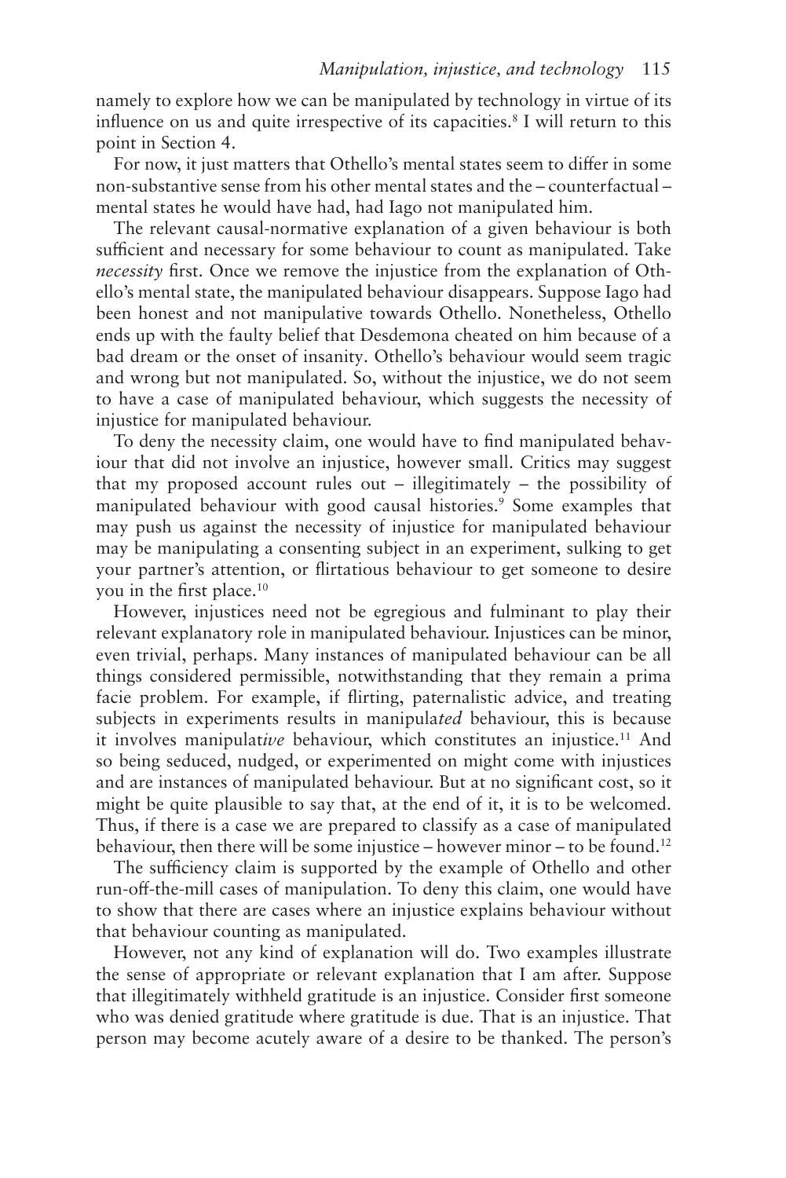namely to explore how we can be manipulated by technology in virtue of its influence on us and quite irrespective of its capacities.[8] I will return to this point in Section 4.

For now, it just matters that Othello's mental states seem to differ in some non-substantive sense from his other mental states and the – counterfactual – mental states he would have had, had Iago not manipulated him.

The relevant causal-normative explanation of a given behaviour is both sufficient and necessary for some behaviour to count as manipulated. Take *necessity* first. Once we remove the injustice from the explanation of Othello's mental state, the manipulated behaviour disappears. Suppose Iago had been honest and not manipulative towards Othello. Nonetheless, Othello ends up with the faulty belief that Desdemona cheated on him because of a bad dream or the onset of insanity. Othello's behaviour would seem tragic and wrong but not manipulated. So, without the injustice, we do not seem to have a case of manipulated behaviour, which suggests the necessity of injustice for manipulated behaviour.

To deny the necessity claim, one would have to find manipulated behaviour that did not involve an injustice, however small. Critics may suggest that my proposed account rules out – illegitimately – the possibility of manipulated behaviour with good causal histories.[9] Some examples that may push us against the necessity of injustice for manipulated behaviour may be manipulating a consenting subject in an experiment, sulking to get your partner's attention, or flirtatious behaviour to get someone to desire you in the first place.[10]

However, injustices need not be egregious and fulminant to play their relevant explanatory role in manipulated behaviour. Injustices can be minor, even trivial, perhaps. Many instances of manipulated behaviour can be all things considered permissible, notwithstanding that they remain a prima facie problem. For example, if flirting, paternalistic advice, and treating subjects in experiments results in manipula*ted* behaviour, this is because it involves manipulat*ive* behaviour, which constitutes an injustice.[11] And so being seduced, nudged, or experimented on might come with injustices and are instances of manipulated behaviour. But at no significant cost, so it might be quite plausible to say that, at the end of it, it is to be welcomed. Thus, if there is a case we are prepared to classify as a case of manipulated behaviour, then there will be some injustice – however minor – to be found.[12]

The sufficiency claim is supported by the example of Othello and other run-off-the-mill cases of manipulation. To deny this claim, one would have to show that there are cases where an injustice explains behaviour without that behaviour counting as manipulated.

However, not any kind of explanation will do. Two examples illustrate the sense of appropriate or relevant explanation that I am after. Suppose that illegitimately withheld gratitude is an injustice. Consider first someone who was denied gratitude where gratitude is due. That is an injustice. That person may become acutely aware of a desire to be thanked. The person's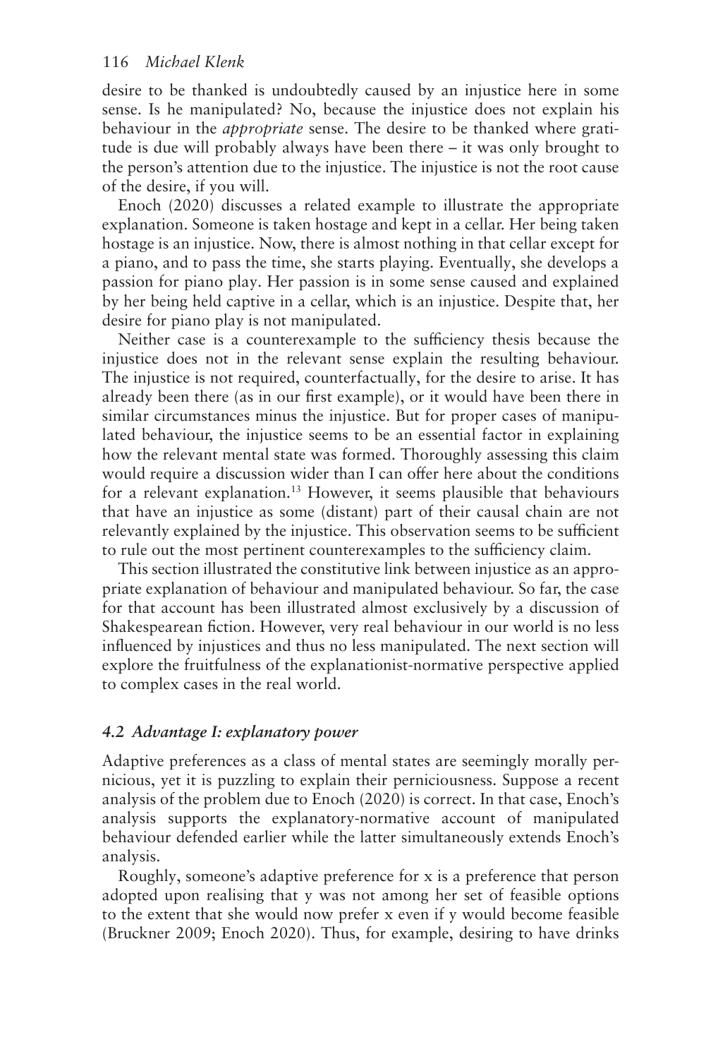desire to be thanked is undoubtedly caused by an injustice here in some sense. Is he manipulated? No, because the injustice does not explain his behaviour in the *appropriate* sense. The desire to be thanked where gratitude is due will probably always have been there – it was only brought to the person's attention due to the injustice. The injustice is not the root cause of the desire, if you will.

Enoch (2020) discusses a related example to illustrate the appropriate explanation. Someone is taken hostage and kept in a cellar. Her being taken hostage is an injustice. Now, there is almost nothing in that cellar except for a piano, and to pass the time, she starts playing. Eventually, she develops a passion for piano play. Her passion is in some sense caused and explained by her being held captive in a cellar, which is an injustice. Despite that, her desire for piano play is not manipulated.

Neither case is a counterexample to the sufficiency thesis because the injustice does not in the relevant sense explain the resulting behaviour. The injustice is not required, counterfactually, for the desire to arise. It has already been there (as in our first example), or it would have been there in similar circumstances minus the injustice. But for proper cases of manipulated behaviour, the injustice seems to be an essential factor in explaining how the relevant mental state was formed. Thoroughly assessing this claim would require a discussion wider than I can offer here about the conditions for a relevant explanation.[13] However, it seems plausible that behaviours that have an injustice as some (distant) part of their causal chain are not relevantly explained by the injustice. This observation seems to be sufficient to rule out the most pertinent counterexamples to the sufficiency claim.

This section illustrated the constitutive link between injustice as an appropriate explanation of behaviour and manipulated behaviour. So far, the case for that account has been illustrated almost exclusively by a discussion of Shakespearean fiction. However, very real behaviour in our world is no less influenced by injustices and thus no less manipulated. The next section will explore the fruitfulness of the explanationist-normative perspective applied to complex cases in the real world.

### *4.2 Advantage I: explanatory power*

Adaptive preferences as a class of mental states are seemingly morally pernicious, yet it is puzzling to explain their perniciousness. Suppose a recent analysis of the problem due to Enoch (2020) is correct. In that case, Enoch's analysis supports the explanatory-normative account of manipulated behaviour defended earlier while the latter simultaneously extends Enoch's analysis.

Roughly, someone's adaptive preference for x is a preference that person adopted upon realising that y was not among her set of feasible options to the extent that she would now prefer x even if y would become feasible (Bruckner 2009; Enoch 2020). Thus, for example, desiring to have drinks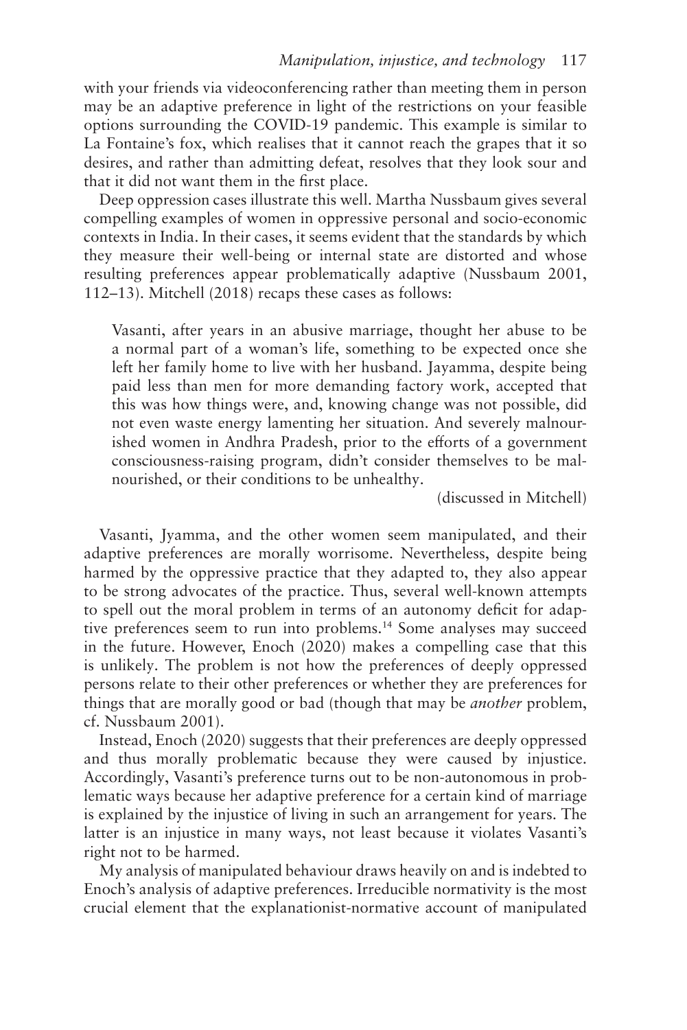with your friends via videoconferencing rather than meeting them in person may be an adaptive preference in light of the restrictions on your feasible options surrounding the COVID-19 pandemic. This example is similar to La Fontaine's fox, which realises that it cannot reach the grapes that it so desires, and rather than admitting defeat, resolves that they look sour and that it did not want them in the first place.

Deep oppression cases illustrate this well. Martha Nussbaum gives several compelling examples of women in oppressive personal and socio-economic contexts in India. In their cases, it seems evident that the standards by which they measure their well-being or internal state are distorted and whose resulting preferences appear problematically adaptive (Nussbaum 2001, 112–13). Mitchell (2018) recaps these cases as follows:

> Vasanti, after years in an abusive marriage, thought her abuse to be a normal part of a woman's life, something to be expected once she left her family home to live with her husband. Jayamma, despite being paid less than men for more demanding factory work, accepted that this was how things were, and, knowing change was not possible, did not even waste energy lamenting her situation. And severely malnourished women in Andhra Pradesh, prior to the efforts of a government consciousness-raising program, didn't consider themselves to be malnourished, or their conditions to be unhealthy.
>
> (discussed in Mitchell)

Vasanti, Jyamma, and the other women seem manipulated, and their adaptive preferences are morally worrisome. Nevertheless, despite being harmed by the oppressive practice that they adapted to, they also appear to be strong advocates of the practice. Thus, several well-known attempts to spell out the moral problem in terms of an autonomy deficit for adaptive preferences seem to run into problems.[14] Some analyses may succeed in the future. However, Enoch (2020) makes a compelling case that this is unlikely. The problem is not how the preferences of deeply oppressed persons relate to their other preferences or whether they are preferences for things that are morally good or bad (though that may be *another* problem, cf. Nussbaum 2001).

Instead, Enoch (2020) suggests that their preferences are deeply oppressed and thus morally problematic because they were caused by injustice. Accordingly, Vasanti's preference turns out to be non-autonomous in problematic ways because her adaptive preference for a certain kind of marriage is explained by the injustice of living in such an arrangement for years. The latter is an injustice in many ways, not least because it violates Vasanti's right not to be harmed.

My analysis of manipulated behaviour draws heavily on and is indebted to Enoch's analysis of adaptive preferences. Irreducible normativity is the most crucial element that the explanationist-normative account of manipulated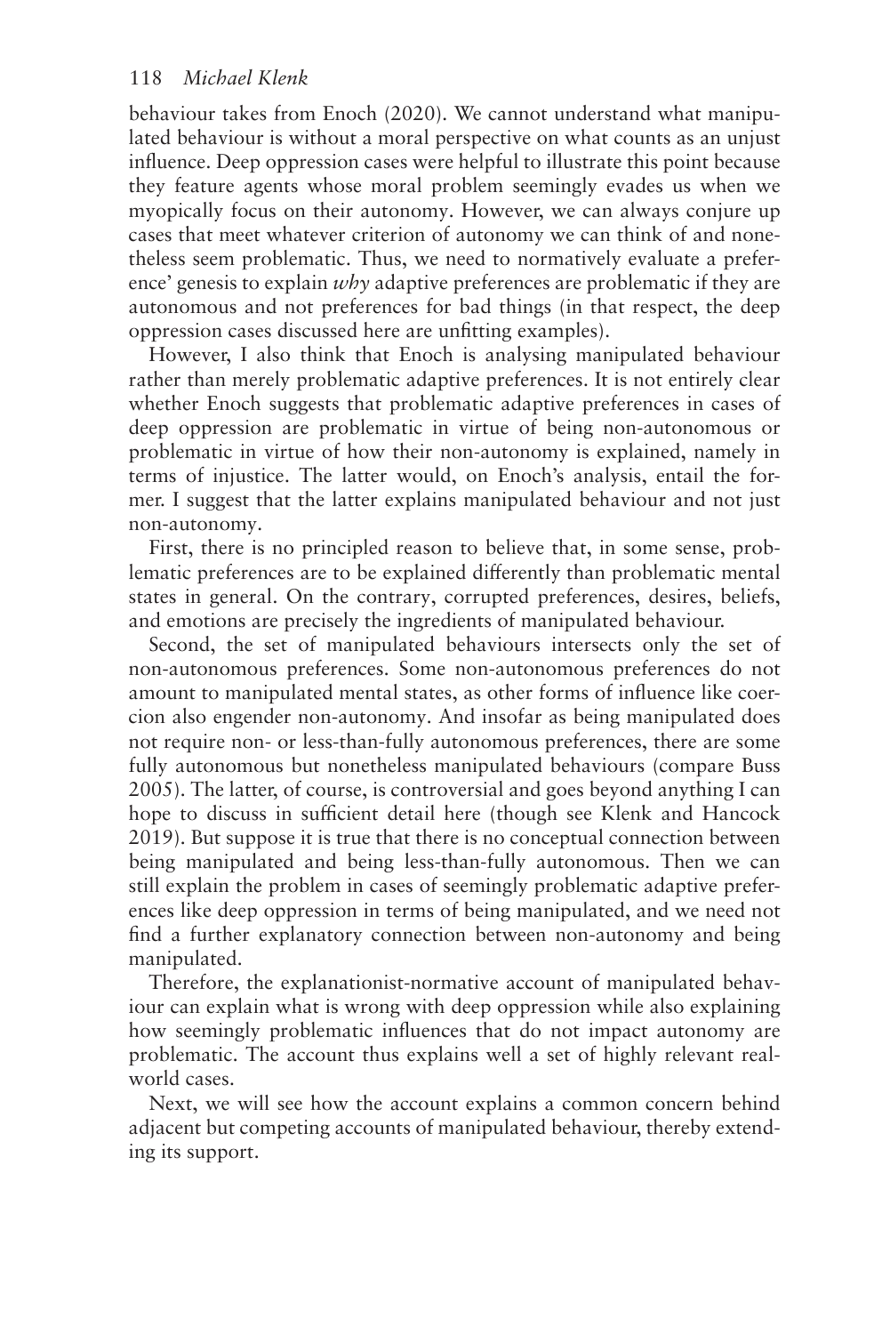behaviour takes from Enoch (2020). We cannot understand what manipulated behaviour is without a moral perspective on what counts as an unjust influence. Deep oppression cases were helpful to illustrate this point because they feature agents whose moral problem seemingly evades us when we myopically focus on their autonomy. However, we can always conjure up cases that meet whatever criterion of autonomy we can think of and nonetheless seem problematic. Thus, we need to normatively evaluate a preference' genesis to explain *why* adaptive preferences are problematic if they are autonomous and not preferences for bad things (in that respect, the deep oppression cases discussed here are unfitting examples).

However, I also think that Enoch is analysing manipulated behaviour rather than merely problematic adaptive preferences. It is not entirely clear whether Enoch suggests that problematic adaptive preferences in cases of deep oppression are problematic in virtue of being non-autonomous or problematic in virtue of how their non-autonomy is explained, namely in terms of injustice. The latter would, on Enoch's analysis, entail the former. I suggest that the latter explains manipulated behaviour and not just non-autonomy.

First, there is no principled reason to believe that, in some sense, problematic preferences are to be explained differently than problematic mental states in general. On the contrary, corrupted preferences, desires, beliefs, and emotions are precisely the ingredients of manipulated behaviour.

Second, the set of manipulated behaviours intersects only the set of non-autonomous preferences. Some non-autonomous preferences do not amount to manipulated mental states, as other forms of influence like coercion also engender non-autonomy. And insofar as being manipulated does not require non- or less-than-fully autonomous preferences, there are some fully autonomous but nonetheless manipulated behaviours (compare Buss 2005). The latter, of course, is controversial and goes beyond anything I can hope to discuss in sufficient detail here (though see Klenk and Hancock 2019). But suppose it is true that there is no conceptual connection between being manipulated and being less-than-fully autonomous. Then we can still explain the problem in cases of seemingly problematic adaptive preferences like deep oppression in terms of being manipulated, and we need not find a further explanatory connection between non-autonomy and being manipulated.

Therefore, the explanationist-normative account of manipulated behaviour can explain what is wrong with deep oppression while also explaining how seemingly problematic influences that do not impact autonomy are problematic. The account thus explains well a set of highly relevant real-world cases.

Next, we will see how the account explains a common concern behind adjacent but competing accounts of manipulated behaviour, thereby extending its support.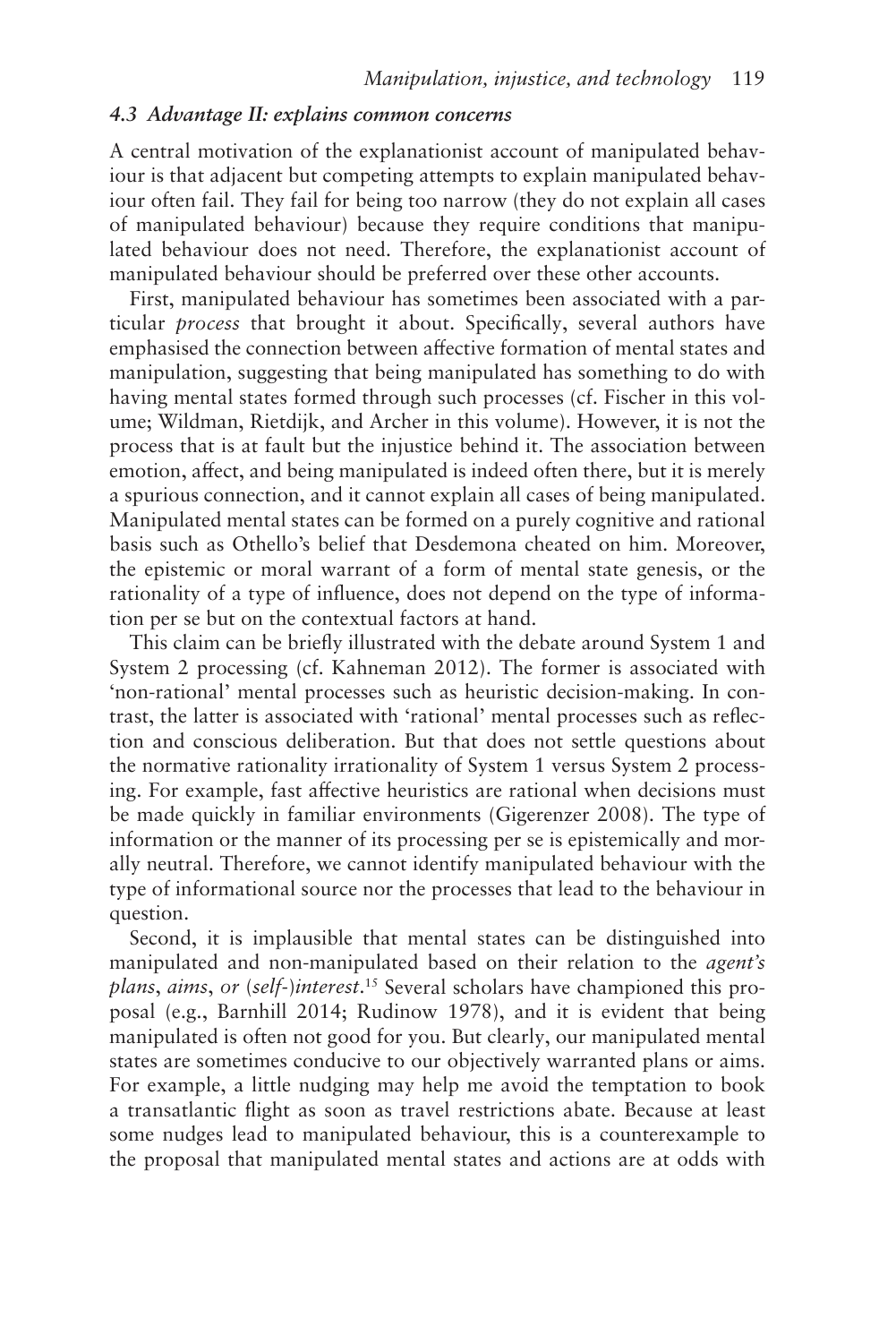### *4.3 Advantage II: explains common concerns*

A central motivation of the explanationist account of manipulated behaviour is that adjacent but competing attempts to explain manipulated behaviour often fail. They fail for being too narrow (they do not explain all cases of manipulated behaviour) because they require conditions that manipulated behaviour does not need. Therefore, the explanationist account of manipulated behaviour should be preferred over these other accounts.

First, manipulated behaviour has sometimes been associated with a particular *process* that brought it about. Specifically, several authors have emphasised the connection between affective formation of mental states and manipulation, suggesting that being manipulated has something to do with having mental states formed through such processes (cf. Fischer in this volume; Wildman, Rietdijk, and Archer in this volume). However, it is not the process that is at fault but the injustice behind it. The association between emotion, affect, and being manipulated is indeed often there, but it is merely a spurious connection, and it cannot explain all cases of being manipulated. Manipulated mental states can be formed on a purely cognitive and rational basis such as Othello's belief that Desdemona cheated on him. Moreover, the epistemic or moral warrant of a form of mental state genesis, or the rationality of a type of influence, does not depend on the type of information per se but on the contextual factors at hand.

This claim can be briefly illustrated with the debate around System 1 and System 2 processing (cf. Kahneman 2012). The former is associated with 'non-rational' mental processes such as heuristic decision-making. In contrast, the latter is associated with 'rational' mental processes such as reflection and conscious deliberation. But that does not settle questions about the normative rationality irrationality of System 1 versus System 2 processing. For example, fast affective heuristics are rational when decisions must be made quickly in familiar environments (Gigerenzer 2008). The type of information or the manner of its processing per se is epistemically and morally neutral. Therefore, we cannot identify manipulated behaviour with the type of informational source nor the processes that lead to the behaviour in question.

Second, it is implausible that mental states can be distinguished into manipulated and non-manipulated based on their relation to the *agent's plans*, *aims*, *or* (*self-*)*interest*.[15] Several scholars have championed this proposal (e.g., Barnhill 2014; Rudinow 1978), and it is evident that being manipulated is often not good for you. But clearly, our manipulated mental states are sometimes conducive to our objectively warranted plans or aims. For example, a little nudging may help me avoid the temptation to book a transatlantic flight as soon as travel restrictions abate. Because at least some nudges lead to manipulated behaviour, this is a counterexample to the proposal that manipulated mental states and actions are at odds with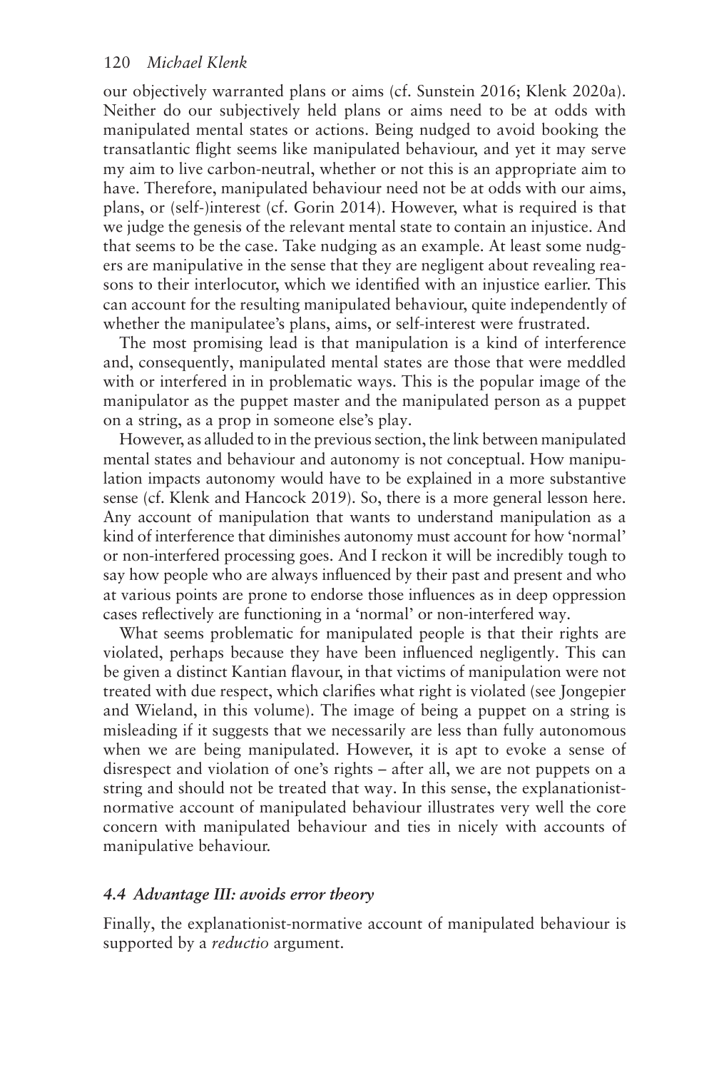our objectively warranted plans or aims (cf. Sunstein 2016; Klenk 2020a). Neither do our subjectively held plans or aims need to be at odds with manipulated mental states or actions. Being nudged to avoid booking the transatlantic flight seems like manipulated behaviour, and yet it may serve my aim to live carbon-neutral, whether or not this is an appropriate aim to have. Therefore, manipulated behaviour need not be at odds with our aims, plans, or (self-)interest (cf. Gorin 2014). However, what is required is that we judge the genesis of the relevant mental state to contain an injustice. And that seems to be the case. Take nudging as an example. At least some nudgers are manipulative in the sense that they are negligent about revealing reasons to their interlocutor, which we identified with an injustice earlier. This can account for the resulting manipulated behaviour, quite independently of whether the manipulatee's plans, aims, or self-interest were frustrated.

The most promising lead is that manipulation is a kind of interference and, consequently, manipulated mental states are those that were meddled with or interfered in in problematic ways. This is the popular image of the manipulator as the puppet master and the manipulated person as a puppet on a string, as a prop in someone else's play.

However, as alluded to in the previous section, the link between manipulated mental states and behaviour and autonomy is not conceptual. How manipulation impacts autonomy would have to be explained in a more substantive sense (cf. Klenk and Hancock 2019). So, there is a more general lesson here. Any account of manipulation that wants to understand manipulation as a kind of interference that diminishes autonomy must account for how 'normal' or non-interfered processing goes. And I reckon it will be incredibly tough to say how people who are always influenced by their past and present and who at various points are prone to endorse those influences as in deep oppression cases reflectively are functioning in a 'normal' or non-interfered way.

What seems problematic for manipulated people is that their rights are violated, perhaps because they have been influenced negligently. This can be given a distinct Kantian flavour, in that victims of manipulation were not treated with due respect, which clarifies what right is violated (see Jongepier and Wieland, in this volume). The image of being a puppet on a string is misleading if it suggests that we necessarily are less than fully autonomous when we are being manipulated. However, it is apt to evoke a sense of disrespect and violation of one's rights – after all, we are not puppets on a string and should not be treated that way. In this sense, the explanationist-normative account of manipulated behaviour illustrates very well the core concern with manipulated behaviour and ties in nicely with accounts of manipulative behaviour.

### *4.4 Advantage III: avoids error theory*

Finally, the explanationist-normative account of manipulated behaviour is supported by a *reductio* argument.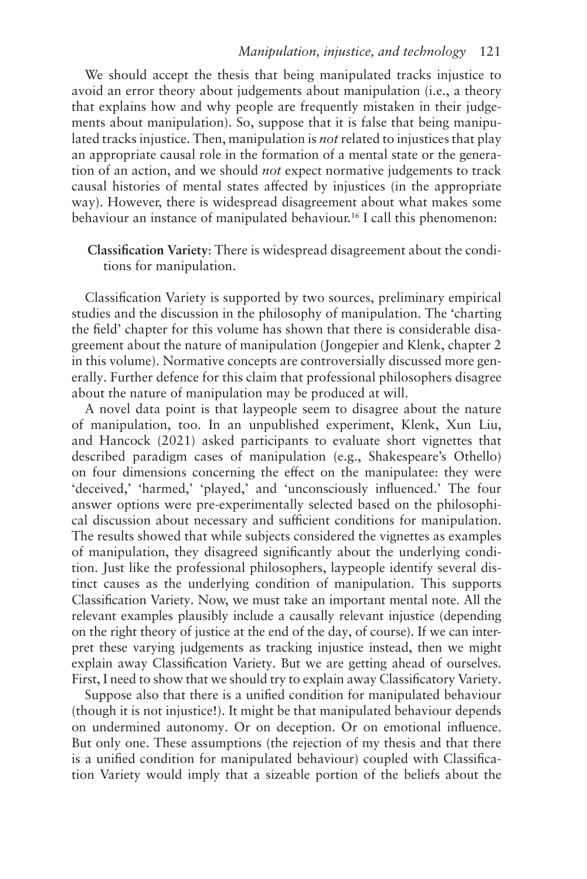We should accept the thesis that being manipulated tracks injustice to avoid an error theory about judgements about manipulation (i.e., a theory that explains how and why people are frequently mistaken in their judgements about manipulation). So, suppose that it is false that being manipulated tracks injustice. Then, manipulation is *not* related to injustices that play an appropriate causal role in the formation of a mental state or the generation of an action, and we should *not* expect normative judgements to track causal histories of mental states affected by injustices (in the appropriate way). However, there is widespread disagreement about what makes some behaviour an instance of manipulated behaviour.[16] I call this phenomenon:

> **Classification Variety**: There is widespread disagreement about the conditions for manipulation.

Classification Variety is supported by two sources, preliminary empirical studies and the discussion in the philosophy of manipulation. The 'charting the field' chapter for this volume has shown that there is considerable disagreement about the nature of manipulation (Jongepier and Klenk, chapter 2 in this volume). Normative concepts are controversially discussed more generally. Further defence for this claim that professional philosophers disagree about the nature of manipulation may be produced at will.

A novel data point is that laypeople seem to disagree about the nature of manipulation, too. In an unpublished experiment, Klenk, Xun Liu, and Hancock (2021) asked participants to evaluate short vignettes that described paradigm cases of manipulation (e.g., Shakespeare's Othello) on four dimensions concerning the effect on the manipulatee: they were 'deceived,' 'harmed,' 'played,' and 'unconsciously influenced.' The four answer options were pre-experimentally selected based on the philosophical discussion about necessary and sufficient conditions for manipulation. The results showed that while subjects considered the vignettes as examples of manipulation, they disagreed significantly about the underlying condition. Just like the professional philosophers, laypeople identify several distinct causes as the underlying condition of manipulation. This supports Classification Variety. Now, we must take an important mental note. All the relevant examples plausibly include a causally relevant injustice (depending on the right theory of justice at the end of the day, of course). If we can interpret these varying judgements as tracking injustice instead, then we might explain away Classification Variety. But we are getting ahead of ourselves. First, I need to show that we should try to explain away Classificatory Variety.

Suppose also that there is a unified condition for manipulated behaviour (though it is not injustice!). It might be that manipulated behaviour depends on undermined autonomy. Or on deception. Or on emotional influence. But only one. These assumptions (the rejection of my thesis and that there is a unified condition for manipulated behaviour) coupled with Classification Variety would imply that a sizeable portion of the beliefs about the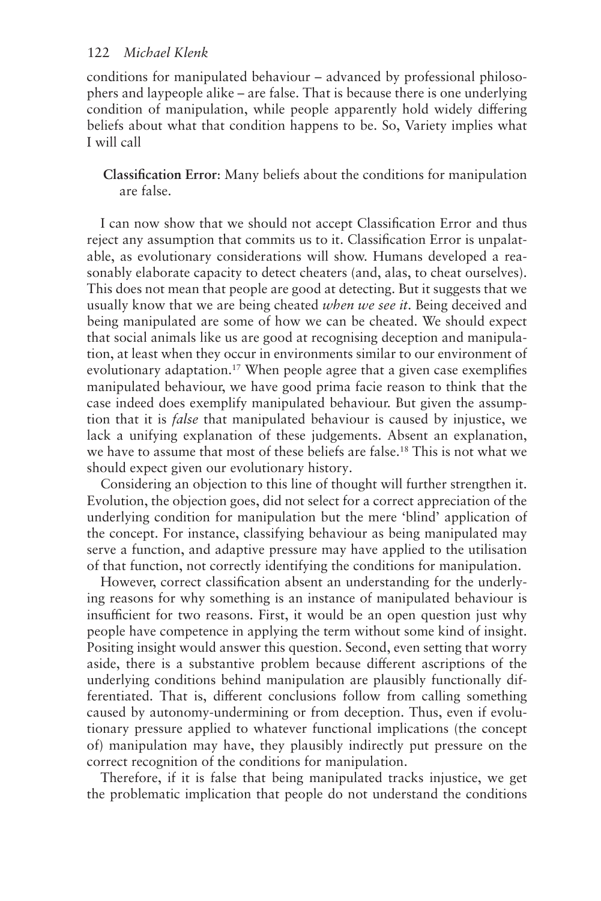conditions for manipulated behaviour – advanced by professional philosophers and laypeople alike – are false. That is because there is one underlying condition of manipulation, while people apparently hold widely differing beliefs about what that condition happens to be. So, Variety implies what I will call

> **Classification Error**: Many beliefs about the conditions for manipulation are false.

I can now show that we should not accept Classification Error and thus reject any assumption that commits us to it. Classification Error is unpalatable, as evolutionary considerations will show. Humans developed a reasonably elaborate capacity to detect cheaters (and, alas, to cheat ourselves). This does not mean that people are good at detecting. But it suggests that we usually know that we are being cheated *when we see it*. Being deceived and being manipulated are some of how we can be cheated. We should expect that social animals like us are good at recognising deception and manipulation, at least when they occur in environments similar to our environment of evolutionary adaptation.[17] When people agree that a given case exemplifies manipulated behaviour, we have good prima facie reason to think that the case indeed does exemplify manipulated behaviour. But given the assumption that it is *false* that manipulated behaviour is caused by injustice, we lack a unifying explanation of these judgements. Absent an explanation, we have to assume that most of these beliefs are false.[18] This is not what we should expect given our evolutionary history.

Considering an objection to this line of thought will further strengthen it. Evolution, the objection goes, did not select for a correct appreciation of the underlying condition for manipulation but the mere 'blind' application of the concept. For instance, classifying behaviour as being manipulated may serve a function, and adaptive pressure may have applied to the utilisation of that function, not correctly identifying the conditions for manipulation.

However, correct classification absent an understanding for the underlying reasons for why something is an instance of manipulated behaviour is insufficient for two reasons. First, it would be an open question just why people have competence in applying the term without some kind of insight. Positing insight would answer this question. Second, even setting that worry aside, there is a substantive problem because different ascriptions of the underlying conditions behind manipulation are plausibly functionally differentiated. That is, different conclusions follow from calling something caused by autonomy-undermining or from deception. Thus, even if evolutionary pressure applied to whatever functional implications (the concept of) manipulation may have, they plausibly indirectly put pressure on the correct recognition of the conditions for manipulation.

Therefore, if it is false that being manipulated tracks injustice, we get the problematic implication that people do not understand the conditions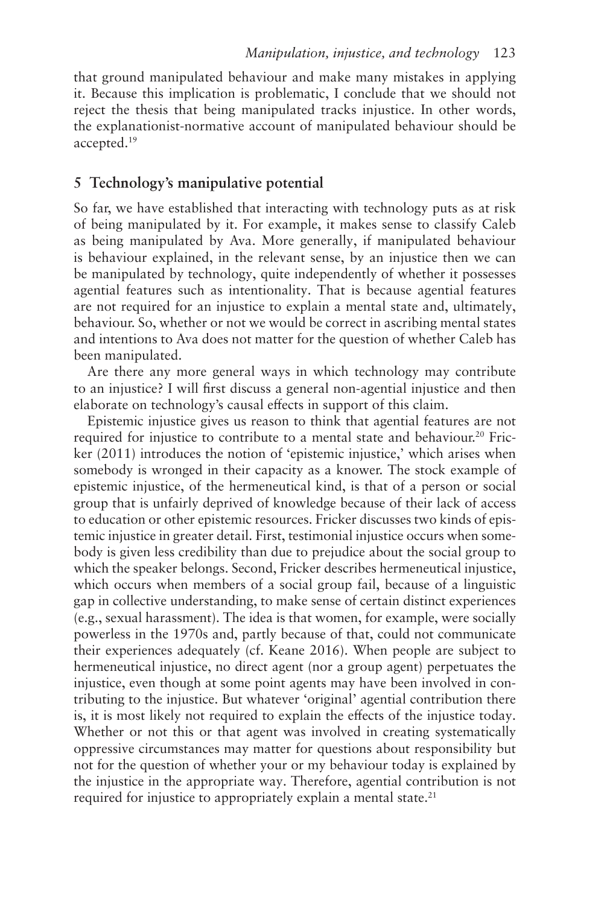that ground manipulated behaviour and make many mistakes in applying it. Because this implication is problematic, I conclude that we should not reject the thesis that being manipulated tracks injustice. In other words, the explanationist-normative account of manipulated behaviour should be accepted.[19]

## 5 Technology's manipulative potential

So far, we have established that interacting with technology puts as at risk of being manipulated by it. For example, it makes sense to classify Caleb as being manipulated by Ava. More generally, if manipulated behaviour is behaviour explained, in the relevant sense, by an injustice then we can be manipulated by technology, quite independently of whether it possesses agential features such as intentionality. That is because agential features are not required for an injustice to explain a mental state and, ultimately, behaviour. So, whether or not we would be correct in ascribing mental states and intentions to Ava does not matter for the question of whether Caleb has been manipulated.

Are there any more general ways in which technology may contribute to an injustice? I will first discuss a general non-agential injustice and then elaborate on technology's causal effects in support of this claim.

Epistemic injustice gives us reason to think that agential features are not required for injustice to contribute to a mental state and behaviour.[20] Fricker (2011) introduces the notion of 'epistemic injustice,' which arises when somebody is wronged in their capacity as a knower. The stock example of epistemic injustice, of the hermeneutical kind, is that of a person or social group that is unfairly deprived of knowledge because of their lack of access to education or other epistemic resources. Fricker discusses two kinds of epistemic injustice in greater detail. First, testimonial injustice occurs when somebody is given less credibility than due to prejudice about the social group to which the speaker belongs. Second, Fricker describes hermeneutical injustice, which occurs when members of a social group fail, because of a linguistic gap in collective understanding, to make sense of certain distinct experiences (e.g., sexual harassment). The idea is that women, for example, were socially powerless in the 1970s and, partly because of that, could not communicate their experiences adequately (cf. Keane 2016). When people are subject to hermeneutical injustice, no direct agent (nor a group agent) perpetuates the injustice, even though at some point agents may have been involved in contributing to the injustice. But whatever 'original' agential contribution there is, it is most likely not required to explain the effects of the injustice today. Whether or not this or that agent was involved in creating systematically oppressive circumstances may matter for questions about responsibility but not for the question of whether your or my behaviour today is explained by the injustice in the appropriate way. Therefore, agential contribution is not required for injustice to appropriately explain a mental state.[21]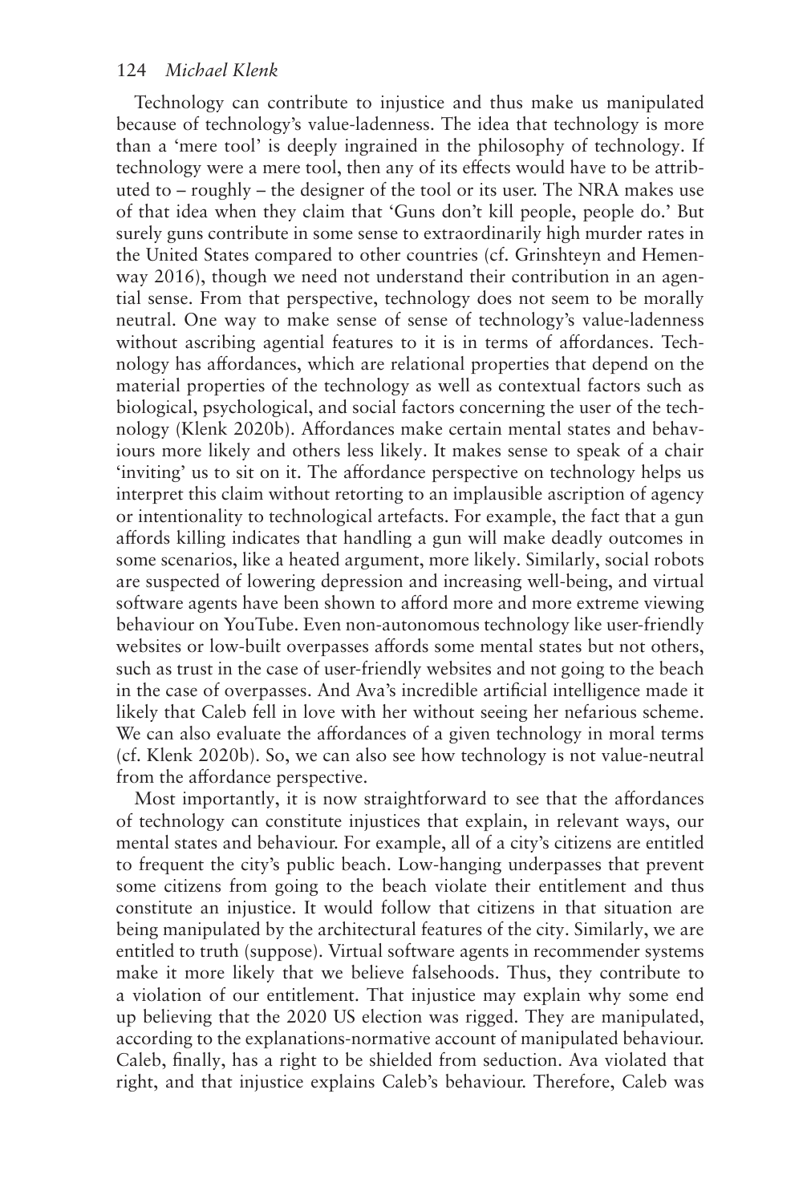Technology can contribute to injustice and thus make us manipulated because of technology's value-ladenness. The idea that technology is more than a 'mere tool' is deeply ingrained in the philosophy of technology. If technology were a mere tool, then any of its effects would have to be attributed to – roughly – the designer of the tool or its user. The NRA makes use of that idea when they claim that 'Guns don't kill people, people do.' But surely guns contribute in some sense to extraordinarily high murder rates in the United States compared to other countries (cf. Grinshteyn and Hemenway 2016), though we need not understand their contribution in an agential sense. From that perspective, technology does not seem to be morally neutral. One way to make sense of sense of technology's value-ladenness without ascribing agential features to it is in terms of affordances. Technology has affordances, which are relational properties that depend on the material properties of the technology as well as contextual factors such as biological, psychological, and social factors concerning the user of the technology (Klenk 2020b). Affordances make certain mental states and behaviours more likely and others less likely. It makes sense to speak of a chair 'inviting' us to sit on it. The affordance perspective on technology helps us interpret this claim without retorting to an implausible ascription of agency or intentionality to technological artefacts. For example, the fact that a gun affords killing indicates that handling a gun will make deadly outcomes in some scenarios, like a heated argument, more likely. Similarly, social robots are suspected of lowering depression and increasing well-being, and virtual software agents have been shown to afford more and more extreme viewing behaviour on YouTube. Even non-autonomous technology like user-friendly websites or low-built overpasses affords some mental states but not others, such as trust in the case of user-friendly websites and not going to the beach in the case of overpasses. And Ava's incredible artificial intelligence made it likely that Caleb fell in love with her without seeing her nefarious scheme. We can also evaluate the affordances of a given technology in moral terms (cf. Klenk 2020b). So, we can also see how technology is not value-neutral from the affordance perspective.

Most importantly, it is now straightforward to see that the affordances of technology can constitute injustices that explain, in relevant ways, our mental states and behaviour. For example, all of a city's citizens are entitled to frequent the city's public beach. Low-hanging underpasses that prevent some citizens from going to the beach violate their entitlement and thus constitute an injustice. It would follow that citizens in that situation are being manipulated by the architectural features of the city. Similarly, we are entitled to truth (suppose). Virtual software agents in recommender systems make it more likely that we believe falsehoods. Thus, they contribute to a violation of our entitlement. That injustice may explain why some end up believing that the 2020 US election was rigged. They are manipulated, according to the explanations-normative account of manipulated behaviour. Caleb, finally, has a right to be shielded from seduction. Ava violated that right, and that injustice explains Caleb's behaviour. Therefore, Caleb was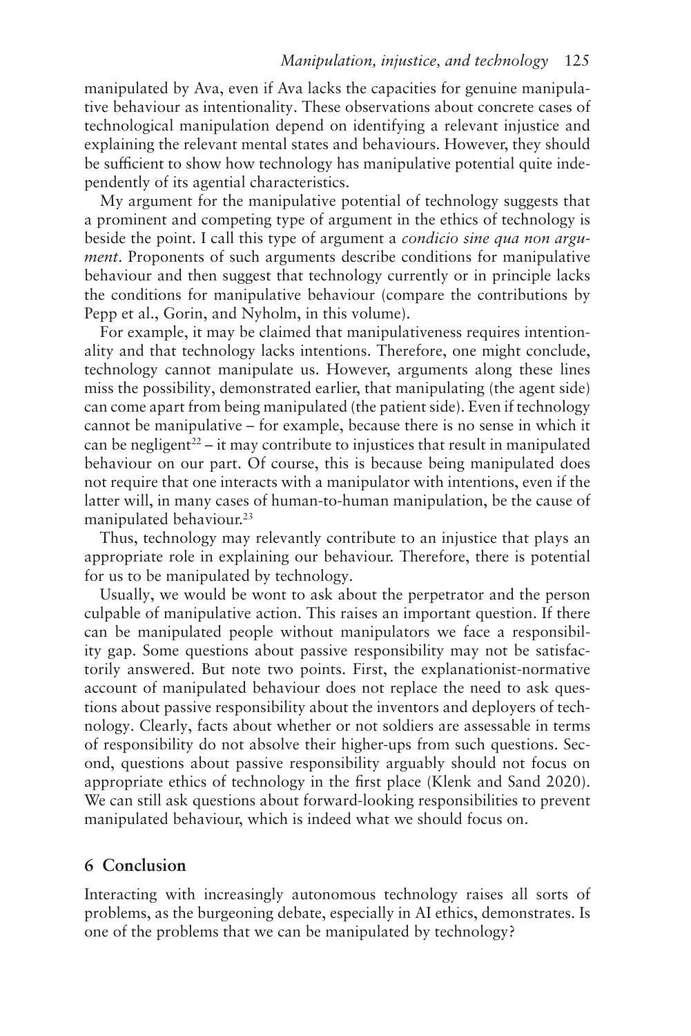manipulated by Ava, even if Ava lacks the capacities for genuine manipulative behaviour as intentionality. These observations about concrete cases of technological manipulation depend on identifying a relevant injustice and explaining the relevant mental states and behaviours. However, they should be sufficient to show how technology has manipulative potential quite independently of its agential characteristics.

My argument for the manipulative potential of technology suggests that a prominent and competing type of argument in the ethics of technology is beside the point. I call this type of argument a *condicio sine qua non argument*. Proponents of such arguments describe conditions for manipulative behaviour and then suggest that technology currently or in principle lacks the conditions for manipulative behaviour (compare the contributions by Pepp et al., Gorin, and Nyholm, in this volume).

For example, it may be claimed that manipulativeness requires intentionality and that technology lacks intentions. Therefore, one might conclude, technology cannot manipulate us. However, arguments along these lines miss the possibility, demonstrated earlier, that manipulating (the agent side) can come apart from being manipulated (the patient side). Even if technology cannot be manipulative – for example, because there is no sense in which it can be negligent[22] – it may contribute to injustices that result in manipulated behaviour on our part. Of course, this is because being manipulated does not require that one interacts with a manipulator with intentions, even if the latter will, in many cases of human-to-human manipulation, be the cause of manipulated behaviour.[23]

Thus, technology may relevantly contribute to an injustice that plays an appropriate role in explaining our behaviour. Therefore, there is potential for us to be manipulated by technology.

Usually, we would be wont to ask about the perpetrator and the person culpable of manipulative action. This raises an important question. If there can be manipulated people without manipulators we face a responsibility gap. Some questions about passive responsibility may not be satisfactorily answered. But note two points. First, the explanationist-normative account of manipulated behaviour does not replace the need to ask questions about passive responsibility about the inventors and deployers of technology. Clearly, facts about whether or not soldiers are assessable in terms of responsibility do not absolve their higher-ups from such questions. Second, questions about passive responsibility arguably should not focus on appropriate ethics of technology in the first place (Klenk and Sand 2020). We can still ask questions about forward-looking responsibilities to prevent manipulated behaviour, which is indeed what we should focus on.

## 6 Conclusion

Interacting with increasingly autonomous technology raises all sorts of problems, as the burgeoning debate, especially in AI ethics, demonstrates. Is one of the problems that we can be manipulated by technology?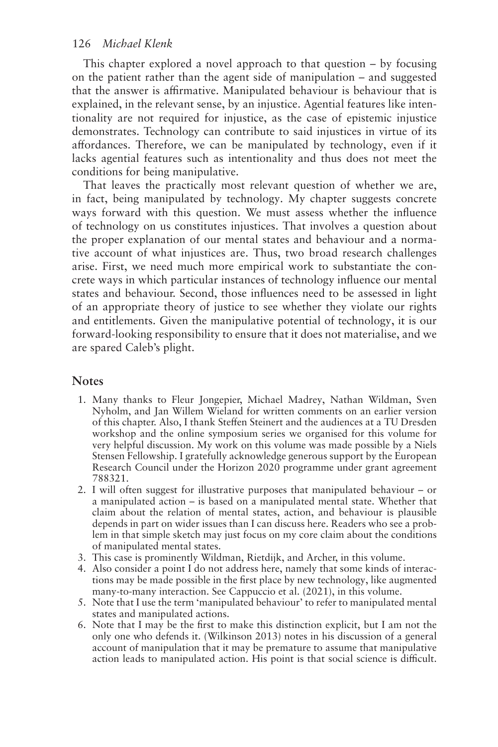This chapter explored a novel approach to that question – by focusing on the patient rather than the agent side of manipulation – and suggested that the answer is affirmative. Manipulated behaviour is behaviour that is explained, in the relevant sense, by an injustice. Agential features like intentionality are not required for injustice, as the case of epistemic injustice demonstrates. Technology can contribute to said injustices in virtue of its affordances. Therefore, we can be manipulated by technology, even if it lacks agential features such as intentionality and thus does not meet the conditions for being manipulative.

That leaves the practically most relevant question of whether we are, in fact, being manipulated by technology. My chapter suggests concrete ways forward with this question. We must assess whether the influence of technology on us constitutes injustices. That involves a question about the proper explanation of our mental states and behaviour and a normative account of what injustices are. Thus, two broad research challenges arise. First, we need much more empirical work to substantiate the concrete ways in which particular instances of technology influence our mental states and behaviour. Second, those influences need to be assessed in light of an appropriate theory of justice to see whether they violate our rights and entitlements. Given the manipulative potential of technology, it is our forward-looking responsibility to ensure that it does not materialise, and we are spared Caleb's plight.

## Notes

1. Many thanks to Fleur Jongepier, Michael Madrey, Nathan Wildman, Sven Nyholm, and Jan Willem Wieland for written comments on an earlier version of this chapter. Also, I thank Steffen Steinert and the audiences at a TU Dresden workshop and the online symposium series we organised for this volume for very helpful discussion. My work on this volume was made possible by a Niels Stensen Fellowship. I gratefully acknowledge generous support by the European Research Council under the Horizon 2020 programme under grant agreement 788321.
2. I will often suggest for illustrative purposes that manipulated behaviour – or a manipulated action – is based on a manipulated mental state. Whether that claim about the relation of mental states, action, and behaviour is plausible depends in part on wider issues than I can discuss here. Readers who see a problem in that simple sketch may just focus on my core claim about the conditions of manipulated mental states.
3. This case is prominently Wildman, Rietdijk, and Archer, in this volume.
4. Also consider a point I do not address here, namely that some kinds of interactions may be made possible in the first place by new technology, like augmented many-to-many interaction. See Cappuccio et al. (2021), in this volume.
5. Note that I use the term 'manipulated behaviour' to refer to manipulated mental states and manipulated actions.
6. Note that I may be the first to make this distinction explicit, but I am not the only one who defends it. (Wilkinson 2013) notes in his discussion of a general account of manipulation that it may be premature to assume that manipulative action leads to manipulated action. His point is that social science is difficult.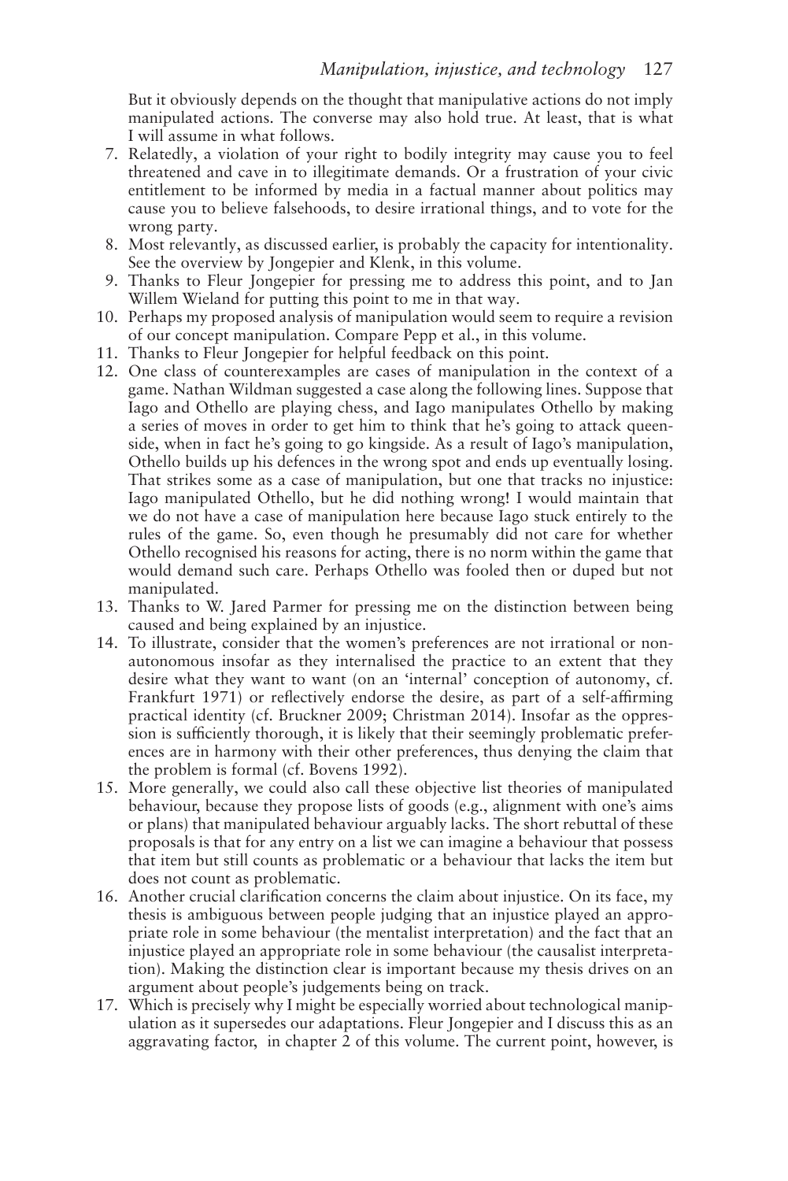But it obviously depends on the thought that manipulative actions do not imply manipulated actions. The converse may also hold true. At least, that is what I will assume in what follows.

7. Relatedly, a violation of your right to bodily integrity may cause you to feel threatened and cave in to illegitimate demands. Or a frustration of your civic entitlement to be informed by media in a factual manner about politics may cause you to believe falsehoods, to desire irrational things, and to vote for the wrong party.
8. Most relevantly, as discussed earlier, is probably the capacity for intentionality. See the overview by Jongepier and Klenk, in this volume.
9. Thanks to Fleur Jongepier for pressing me to address this point, and to Jan Willem Wieland for putting this point to me in that way.
10. Perhaps my proposed analysis of manipulation would seem to require a revision of our concept manipulation. Compare Pepp et al., in this volume.
11. Thanks to Fleur Jongepier for helpful feedback on this point.
12. One class of counterexamples are cases of manipulation in the context of a game. Nathan Wildman suggested a case along the following lines. Suppose that Iago and Othello are playing chess, and Iago manipulates Othello by making a series of moves in order to get him to think that he's going to attack queenside, when in fact he's going to go kingside. As a result of Iago's manipulation, Othello builds up his defences in the wrong spot and ends up eventually losing. That strikes some as a case of manipulation, but one that tracks no injustice: Iago manipulated Othello, but he did nothing wrong! I would maintain that we do not have a case of manipulation here because Iago stuck entirely to the rules of the game. So, even though he presumably did not care for whether Othello recognised his reasons for acting, there is no norm within the game that would demand such care. Perhaps Othello was fooled then or duped but not manipulated.
13. Thanks to W. Jared Parmer for pressing me on the distinction between being caused and being explained by an injustice.
14. To illustrate, consider that the women's preferences are not irrational or non-autonomous insofar as they internalised the practice to an extent that they desire what they want to want (on an 'internal' conception of autonomy, cf. Frankfurt 1971) or reflectively endorse the desire, as part of a self-affirming practical identity (cf. Bruckner 2009; Christman 2014). Insofar as the oppression is sufficiently thorough, it is likely that their seemingly problematic preferences are in harmony with their other preferences, thus denying the claim that the problem is formal (cf. Bovens 1992).
15. More generally, we could also call these objective list theories of manipulated behaviour, because they propose lists of goods (e.g., alignment with one's aims or plans) that manipulated behaviour arguably lacks. The short rebuttal of these proposals is that for any entry on a list we can imagine a behaviour that possess that item but still counts as problematic or a behaviour that lacks the item but does not count as problematic.
16. Another crucial clarification concerns the claim about injustice. On its face, my thesis is ambiguous between people judging that an injustice played an appropriate role in some behaviour (the mentalist interpretation) and the fact that an injustice played an appropriate role in some behaviour (the causalist interpretation). Making the distinction clear is important because my thesis drives on an argument about people's judgements being on track.
17. Which is precisely why I might be especially worried about technological manipulation as it supersedes our adaptations. Fleur Jongepier and I discuss this as an aggravating factor, in chapter 2 of this volume. The current point, however, is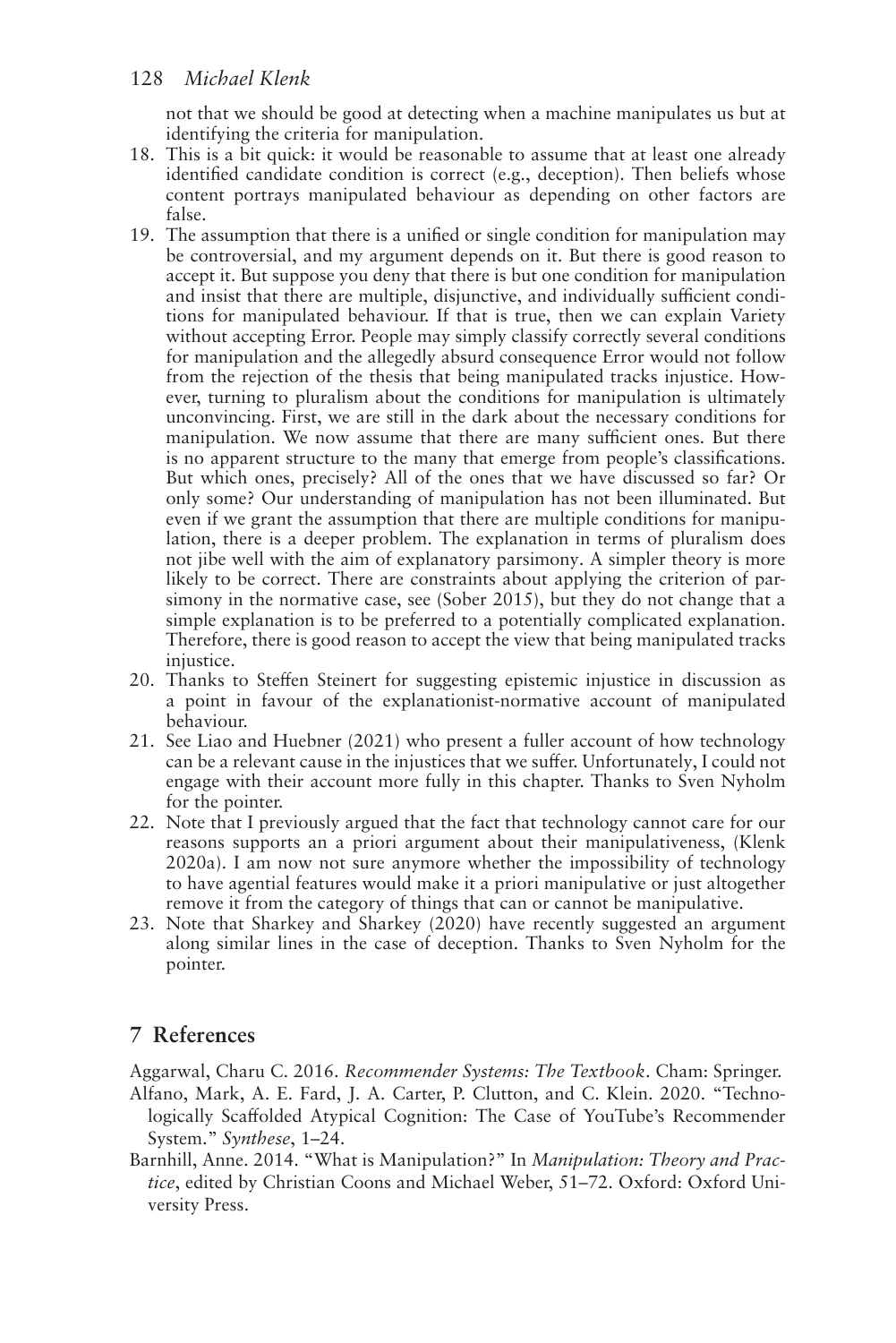not that we should be good at detecting when a machine manipulates us but at identifying the criteria for manipulation.

18. This is a bit quick: it would be reasonable to assume that at least one already identified candidate condition is correct (e.g., deception). Then beliefs whose content portrays manipulated behaviour as depending on other factors are false.
19. The assumption that there is a unified or single condition for manipulation may be controversial, and my argument depends on it. But there is good reason to accept it. But suppose you deny that there is but one condition for manipulation and insist that there are multiple, disjunctive, and individually sufficient conditions for manipulated behaviour. If that is true, then we can explain Variety without accepting Error. People may simply classify correctly several conditions for manipulation and the allegedly absurd consequence Error would not follow from the rejection of the thesis that being manipulated tracks injustice. However, turning to pluralism about the conditions for manipulation is ultimately unconvincing. First, we are still in the dark about the necessary conditions for manipulation. We now assume that there are many sufficient ones. But there is no apparent structure to the many that emerge from people's classifications. But which ones, precisely? All of the ones that we have discussed so far? Or only some? Our understanding of manipulation has not been illuminated. But even if we grant the assumption that there are multiple conditions for manipulation, there is a deeper problem. The explanation in terms of pluralism does not jibe well with the aim of explanatory parsimony. A simpler theory is more likely to be correct. There are constraints about applying the criterion of parsimony in the normative case, see (Sober 2015), but they do not change that a simple explanation is to be preferred to a potentially complicated explanation. Therefore, there is good reason to accept the view that being manipulated tracks injustice.
20. Thanks to Steffen Steinert for suggesting epistemic injustice in discussion as a point in favour of the explanationist-normative account of manipulated behaviour.
21. See Liao and Huebner (2021) who present a fuller account of how technology can be a relevant cause in the injustices that we suffer. Unfortunately, I could not engage with their account more fully in this chapter. Thanks to Sven Nyholm for the pointer.
22. Note that I previously argued that the fact that technology cannot care for our reasons supports an a priori argument about their manipulativeness, (Klenk 2020a). I am now not sure anymore whether the impossibility of technology to have agential features would make it a priori manipulative or just altogether remove it from the category of things that can or cannot be manipulative.
23. Note that Sharkey and Sharkey (2020) have recently suggested an argument along similar lines in the case of deception. Thanks to Sven Nyholm for the pointer.

## 7 References

Aggarwal, Charu C. 2016. *Recommender Systems: The Textbook*. Cham: Springer.

Alfano, Mark, A. E. Fard, J. A. Carter, P. Clutton, and C. Klein. 2020. "Technologically Scaffolded Atypical Cognition: The Case of YouTube's Recommender System." *Synthese*, 1–24.

Barnhill, Anne. 2014. "What is Manipulation?" In *Manipulation: Theory and Practice*, edited by Christian Coons and Michael Weber, 51–72. Oxford: Oxford University Press.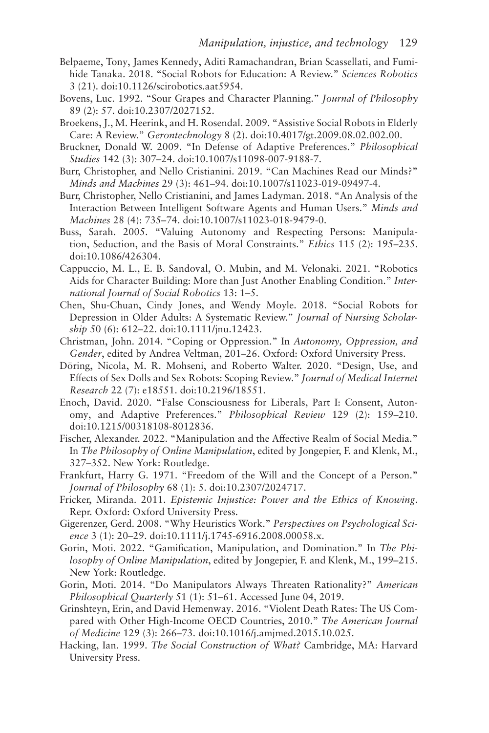Belpaeme, Tony, James Kennedy, Aditi Ramachandran, Brian Scassellati, and Fumihide Tanaka. 2018. "Social Robots for Education: A Review." *Sciences Robotics* 3 (21). doi:10.1126/scirobotics.aat5954.

Bovens, Luc. 1992. "Sour Grapes and Character Planning." *Journal of Philosophy* 89 (2): 57. doi:10.2307/2027152.

Broekens, J., M. Heerink, and H. Rosendal. 2009. "Assistive Social Robots in Elderly Care: A Review." *Gerontechnology* 8 (2). doi:10.4017/gt.2009.08.02.002.00.

Bruckner, Donald W. 2009. "In Defense of Adaptive Preferences." *Philosophical Studies* 142 (3): 307–24. doi:10.1007/s11098-007-9188-7.

Burr, Christopher, and Nello Cristianini. 2019. "Can Machines Read our Minds?" *Minds and Machines* 29 (3): 461–94. doi:10.1007/s11023-019-09497-4.

Burr, Christopher, Nello Cristianini, and James Ladyman. 2018. "An Analysis of the Interaction Between Intelligent Software Agents and Human Users." *Minds and Machines* 28 (4): 735–74. doi:10.1007/s11023-018-9479-0.

Buss, Sarah. 2005. "Valuing Autonomy and Respecting Persons: Manipulation, Seduction, and the Basis of Moral Constraints." *Ethics* 115 (2): 195–235. doi:10.1086/426304.

Cappuccio, M. L., E. B. Sandoval, O. Mubin, and M. Velonaki. 2021. "Robotics Aids for Character Building: More than Just Another Enabling Condition." *International Journal of Social Robotics* 13: 1–5.

Chen, Shu-Chuan, Cindy Jones, and Wendy Moyle. 2018. "Social Robots for Depression in Older Adults: A Systematic Review." *Journal of Nursing Scholarship* 50 (6): 612–22. doi:10.1111/jnu.12423.

Christman, John. 2014. "Coping or Oppression." In *Autonomy, Oppression, and Gender*, edited by Andrea Veltman, 201–26. Oxford: Oxford University Press.

Döring, Nicola, M. R. Mohseni, and Roberto Walter. 2020. "Design, Use, and Effects of Sex Dolls and Sex Robots: Scoping Review." *Journal of Medical Internet Research* 22 (7): e18551. doi:10.2196/18551.

Enoch, David. 2020. "False Consciousness for Liberals, Part I: Consent, Autonomy, and Adaptive Preferences." *Philosophical Review* 129 (2): 159–210. doi:10.1215/00318108-8012836.

Fischer, Alexander. 2022. "Manipulation and the Affective Realm of Social Media." In *The Philosophy of Online Manipulation*, edited by Jongepier, F. and Klenk, M., 327–352. New York: Routledge.

Frankfurt, Harry G. 1971. "Freedom of the Will and the Concept of a Person." *Journal of Philosophy* 68 (1): 5. doi:10.2307/2024717.

Fricker, Miranda. 2011. *Epistemic Injustice: Power and the Ethics of Knowing*. Repr. Oxford: Oxford University Press.

Gigerenzer, Gerd. 2008. "Why Heuristics Work." *Perspectives on Psychological Science* 3 (1): 20–29. doi:10.1111/j.1745-6916.2008.00058.x.

Gorin, Moti. 2022. "Gamification, Manipulation, and Domination." In *The Philosophy of Online Manipulation*, edited by Jongepier, F. and Klenk, M., 199–215. New York: Routledge.

Gorin, Moti. 2014. "Do Manipulators Always Threaten Rationality?" *American Philosophical Quarterly* 51 (1): 51–61. Accessed June 04, 2019.

Grinshteyn, Erin, and David Hemenway. 2016. "Violent Death Rates: The US Compared with Other High-Income OECD Countries, 2010." *The American Journal of Medicine* 129 (3): 266–73. doi:10.1016/j.amjmed.2015.10.025.

Hacking, Ian. 1999. *The Social Construction of What?* Cambridge, MA: Harvard University Press.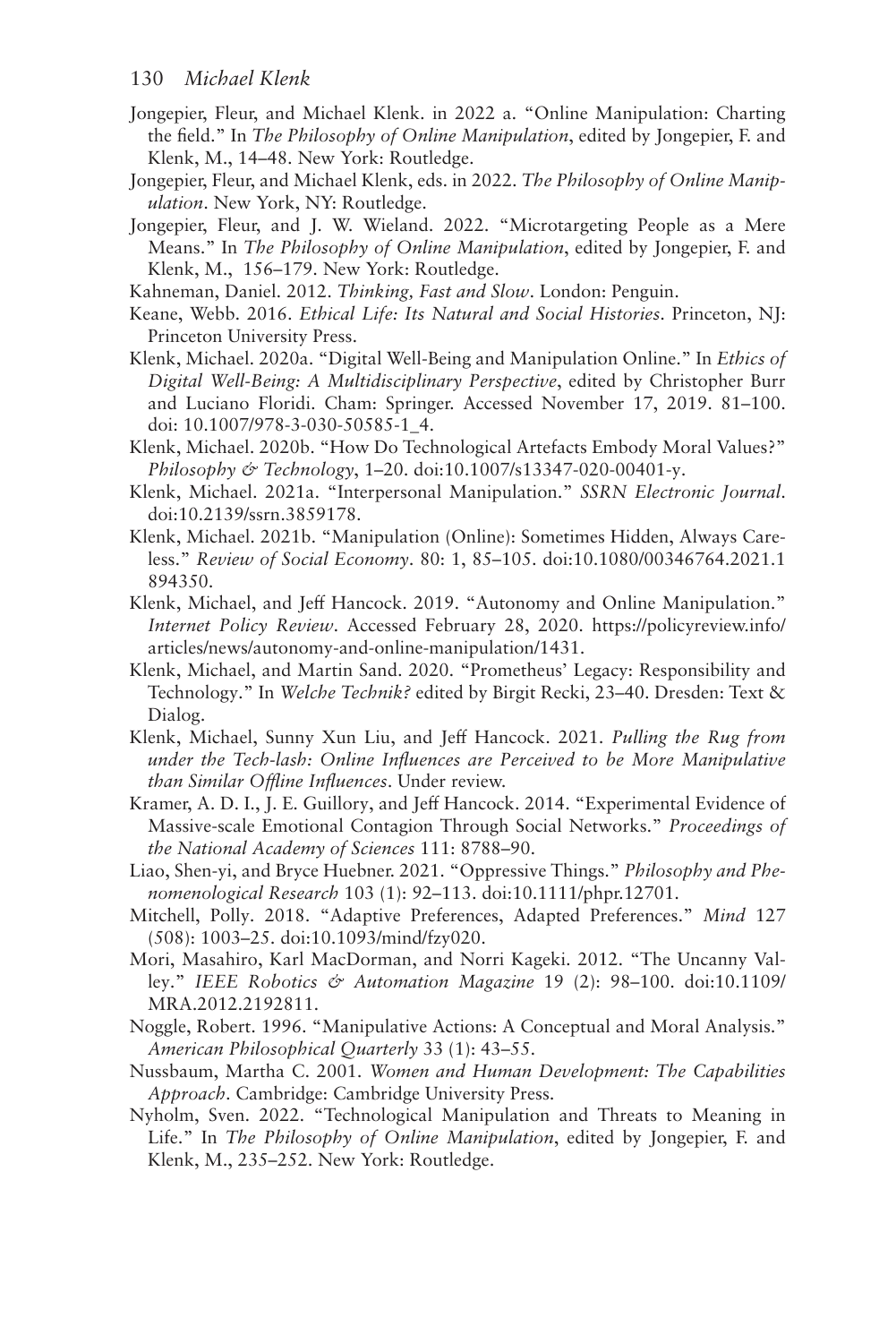Jongepier, Fleur, and Michael Klenk. in 2022 a. "Online Manipulation: Charting the field." In *The Philosophy of Online Manipulation*, edited by Jongepier, F. and Klenk, M., 14–48. New York: Routledge.

Jongepier, Fleur, and Michael Klenk, eds. in 2022. *The Philosophy of Online Manipulation*. New York, NY: Routledge.

Jongepier, Fleur, and J. W. Wieland. 2022. "Microtargeting People as a Mere Means." In *The Philosophy of Online Manipulation*, edited by Jongepier, F. and Klenk, M., 156–179. New York: Routledge.

Kahneman, Daniel. 2012. *Thinking, Fast and Slow*. London: Penguin.

Keane, Webb. 2016. *Ethical Life: Its Natural and Social Histories*. Princeton, NJ: Princeton University Press.

Klenk, Michael. 2020a. "Digital Well-Being and Manipulation Online." In *Ethics of Digital Well-Being: A Multidisciplinary Perspective*, edited by Christopher Burr and Luciano Floridi. Cham: Springer. Accessed November 17, 2019. 81–100. doi: 10.1007/978-3-030-50585-1_4.

Klenk, Michael. 2020b. "How Do Technological Artefacts Embody Moral Values?" *Philosophy & Technology*, 1–20. doi:10.1007/s13347-020-00401-y.

Klenk, Michael. 2021a. "Interpersonal Manipulation." *SSRN Electronic Journal*. doi:10.2139/ssrn.3859178.

Klenk, Michael. 2021b. "Manipulation (Online): Sometimes Hidden, Always Careless." *Review of Social Economy*. 80: 1, 85–105. doi:10.1080/00346764.2021.1894350.

Klenk, Michael, and Jeff Hancock. 2019. "Autonomy and Online Manipulation." *Internet Policy Review*. Accessed February 28, 2020. https://policyreview.info/articles/news/autonomy-and-online-manipulation/1431.

Klenk, Michael, and Martin Sand. 2020. "Prometheus' Legacy: Responsibility and Technology." In *Welche Technik?* edited by Birgit Recki, 23–40. Dresden: Text & Dialog.

Klenk, Michael, Sunny Xun Liu, and Jeff Hancock. 2021. *Pulling the Rug from under the Tech-lash: Online Influences are Perceived to be More Manipulative than Similar Offline Influences*. Under review.

Kramer, A. D. I., J. E. Guillory, and Jeff Hancock. 2014. "Experimental Evidence of Massive-scale Emotional Contagion Through Social Networks." *Proceedings of the National Academy of Sciences* 111: 8788–90.

Liao, Shen-yi, and Bryce Huebner. 2021. "Oppressive Things." *Philosophy and Phenomenological Research* 103 (1): 92–113. doi:10.1111/phpr.12701.

Mitchell, Polly. 2018. "Adaptive Preferences, Adapted Preferences." *Mind* 127 (508): 1003–25. doi:10.1093/mind/fzy020.

Mori, Masahiro, Karl MacDorman, and Norri Kageki. 2012. "The Uncanny Valley." *IEEE Robotics & Automation Magazine* 19 (2): 98–100. doi:10.1109/MRA.2012.2192811.

Noggle, Robert. 1996. "Manipulative Actions: A Conceptual and Moral Analysis." *American Philosophical Quarterly* 33 (1): 43–55.

Nussbaum, Martha C. 2001. *Women and Human Development: The Capabilities Approach*. Cambridge: Cambridge University Press.

Nyholm, Sven. 2022. "Technological Manipulation and Threats to Meaning in Life." In *The Philosophy of Online Manipulation*, edited by Jongepier, F. and Klenk, M., 235–252. New York: Routledge.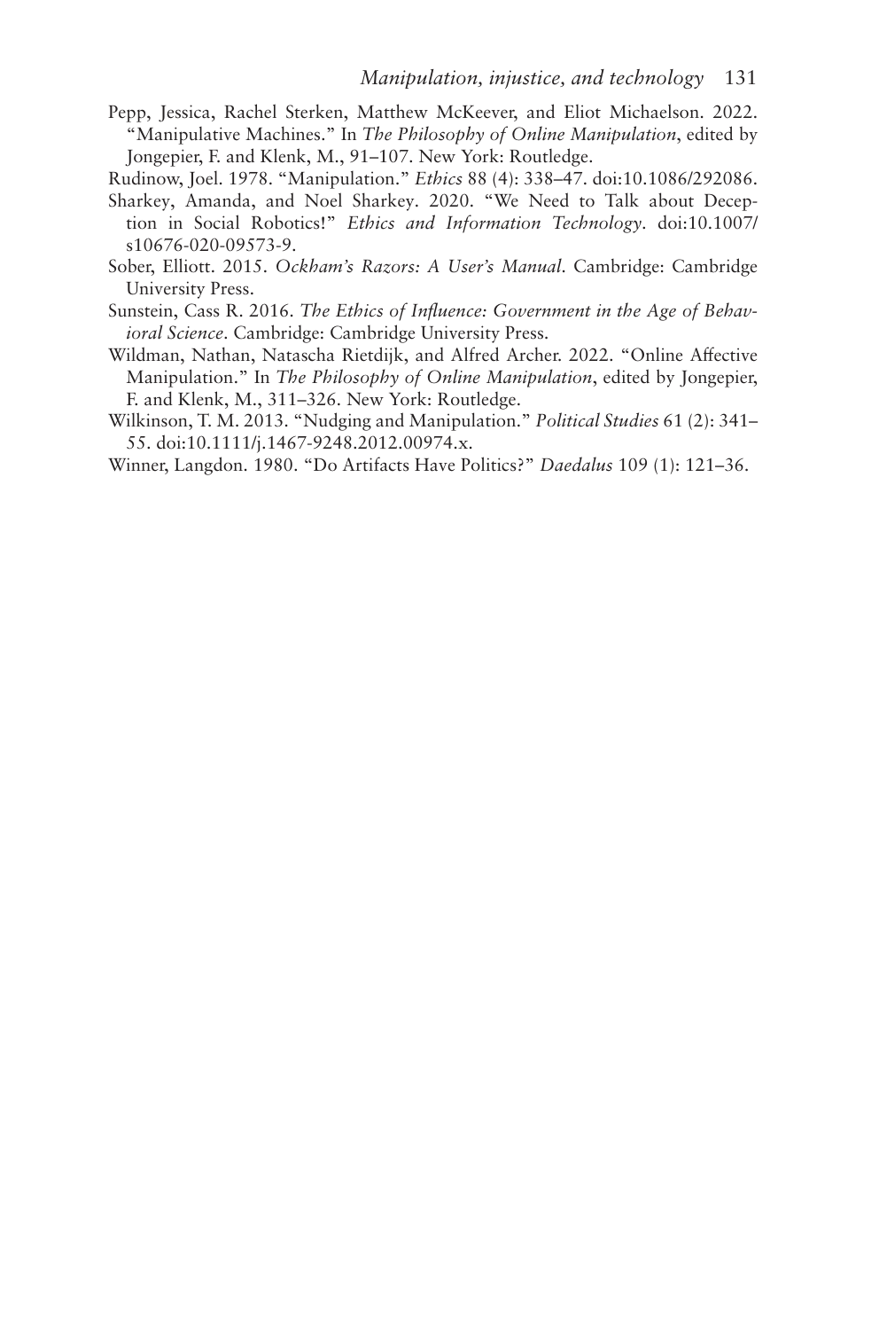Pepp, Jessica, Rachel Sterken, Matthew McKeever, and Eliot Michaelson. 2022. "Manipulative Machines." In *The Philosophy of Online Manipulation*, edited by Jongepier, F. and Klenk, M., 91–107. New York: Routledge.

Rudinow, Joel. 1978. "Manipulation." *Ethics* 88 (4): 338–47. doi:10.1086/292086.

Sharkey, Amanda, and Noel Sharkey. 2020. "We Need to Talk about Deception in Social Robotics!" *Ethics and Information Technology*. doi:10.1007/s10676-020-09573-9.

Sober, Elliott. 2015. *Ockham's Razors: A User's Manual*. Cambridge: Cambridge University Press.

Sunstein, Cass R. 2016. *The Ethics of Influence: Government in the Age of Behavioral Science*. Cambridge: Cambridge University Press.

Wildman, Nathan, Natascha Rietdijk, and Alfred Archer. 2022. "Online Affective Manipulation." In *The Philosophy of Online Manipulation*, edited by Jongepier, F. and Klenk, M., 311–326. New York: Routledge.

Wilkinson, T. M. 2013. "Nudging and Manipulation." *Political Studies* 61 (2): 341–55. doi:10.1111/j.1467-9248.2012.00974.x.

Winner, Langdon. 1980. "Do Artifacts Have Politics?" *Daedalus* 109 (1): 121–36.